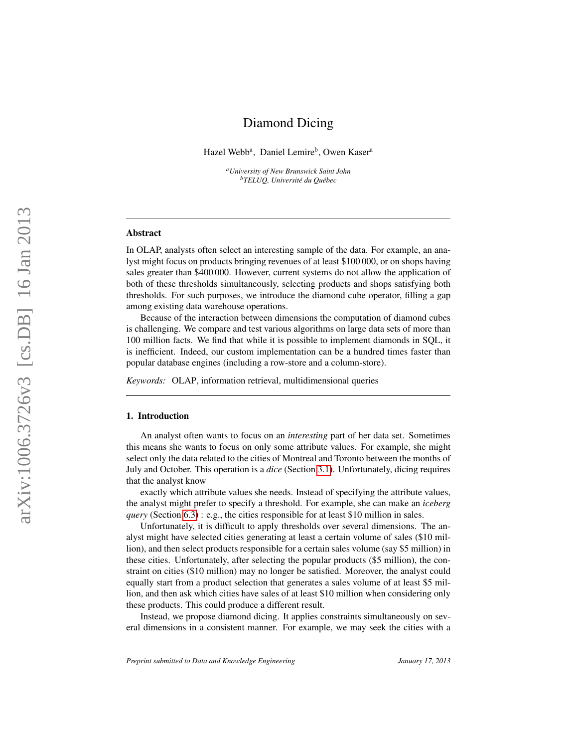# Diamond Dicing

Hazel Webb[a], Daniel Lemire[b], Owen Kaser[a]

[a] *University of New Brunswick Saint John*
[b] *TELUQ, Université du Québec*

---

## Abstract

In OLAP, analysts often select an interesting sample of the data. For example, an analyst might focus on products bringing revenues of at least $100 000, or on shops having sales greater than $400 000. However, current systems do not allow the application of both of these thresholds simultaneously, selecting products and shops satisfying both thresholds. For such purposes, we introduce the diamond cube operator, filling a gap among existing data warehouse operations.

Because of the interaction between dimensions the computation of diamond cubes is challenging. We compare and test various algorithms on large data sets of more than 100 million facts. We find that while it is possible to implement diamonds in SQL, it is inefficient. Indeed, our custom implementation can be a hundred times faster than popular database engines (including a row-store and a column-store).

*Keywords:* OLAP, information retrieval, multidimensional queries

---

## 1. Introduction

An analyst often wants to focus on an *interesting* part of her data set. Sometimes this means she wants to focus on only some attribute values. For example, she might select only the data related to the cities of Montreal and Toronto between the months of July and October. This operation is a *dice* (Section 3.1). Unfortunately, dicing requires that the analyst know exactly which attribute values she needs. Instead of specifying the attribute values, the analyst might prefer to specify a threshold. For example, she can make an *iceberg query* (Section 6.3) : e.g., the cities responsible for at least $10 million in sales.

Unfortunately, it is difficult to apply thresholds over several dimensions. The analyst might have selected cities generating at least a certain volume of sales ($10 million), and then select products responsible for a certain sales volume (say $5 million) in these cities. Unfortunately, after selecting the popular products ($5 million), the constraint on cities ($10 million) may no longer be satisfied. Moreover, the analyst could equally start from a product selection that generates a sales volume of at least $5 million, and then ask which cities have sales of at least $10 million when considering only these products. This could produce a different result.

Instead, we propose diamond dicing. It applies constraints simultaneously on several dimensions in a consistent manner. For example, we may seek the cities with a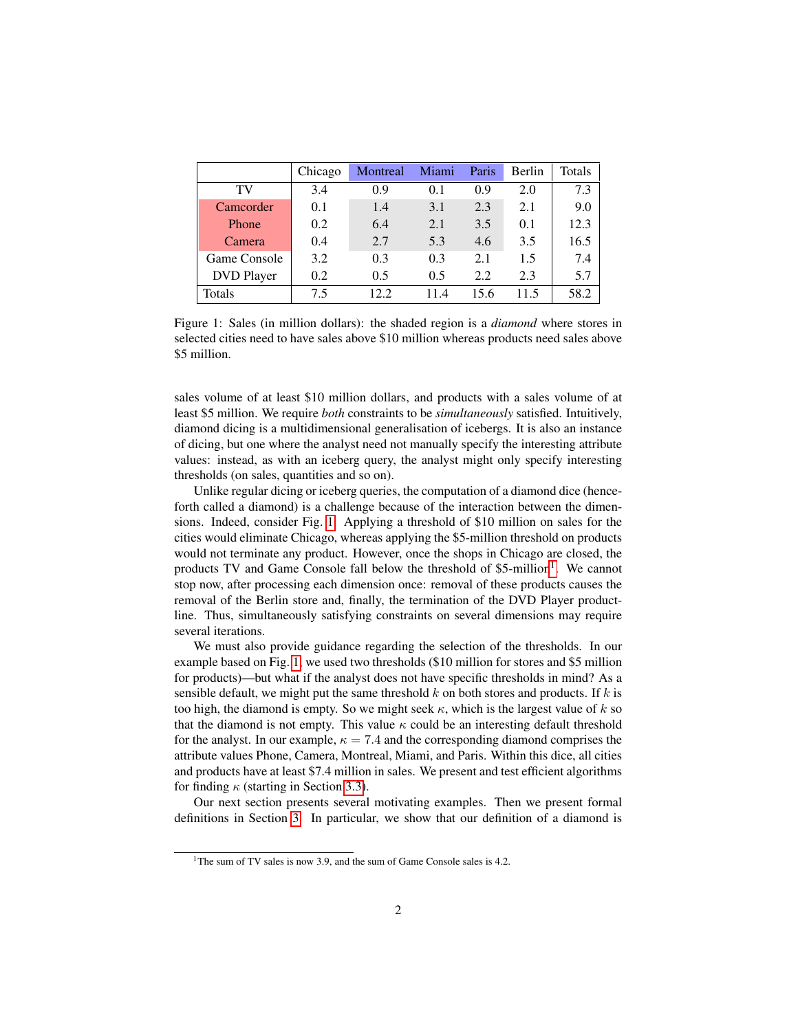|  | Chicago | Montreal | Miami | Paris | Berlin | Totals |
|---|---|---|---|---|---|---|
| TV | 3.4 | 0.9 | 0.1 | 0.9 | 2.0 | 7.3 |
| Camcorder | 0.1 | 1.4 | 3.1 | 2.3 | 2.1 | 9.0 |
| Phone | 0.2 | 6.4 | 2.1 | 3.5 | 0.1 | 12.3 |
| Camera | 0.4 | 2.7 | 5.3 | 4.6 | 3.5 | 16.5 |
| Game Console | 3.2 | 0.3 | 0.3 | 2.1 | 1.5 | 7.4 |
| DVD Player | 0.2 | 0.5 | 0.5 | 2.2 | 2.3 | 5.7 |
| Totals | 7.5 | 12.2 | 11.4 | 15.6 | 11.5 | 58.2 |

Figure 1: Sales (in million dollars): the shaded region is a *diamond* where stores in selected cities need to have sales above $10 million whereas products need sales above $5 million.

sales volume of at least $10 million dollars, and products with a sales volume of at least $5 million. We require *both* constraints to be *simultaneously* satisfied. Intuitively, diamond dicing is a multidimensional generalisation of icebergs. It is also an instance of dicing, but one where the analyst need not manually specify the interesting attribute values: instead, as with an iceberg query, the analyst might only specify interesting thresholds (on sales, quantities and so on).

Unlike regular dicing or iceberg queries, the computation of a diamond dice (henceforth called a diamond) is a challenge because of the interaction between the dimensions. Indeed, consider Fig. 1. Applying a threshold of $10 million on sales for the cities would eliminate Chicago, whereas applying the $5-million threshold on products would not terminate any product. However, once the shops in Chicago are closed, the products TV and Game Console fall below the threshold of $5-million[1]. We cannot stop now, after processing each dimension once: removal of these products causes the removal of the Berlin store and, finally, the termination of the DVD Player productline. Thus, simultaneously satisfying constraints on several dimensions may require several iterations.

We must also provide guidance regarding the selection of the thresholds. In our example based on Fig. 1, we used two thresholds ($10 million for stores and $5 million for products)—but what if the analyst does not have specific thresholds in mind? As a sensible default, we might put the same threshold $k$ on both stores and products. If $k$ is too high, the diamond is empty. So we might seek $\kappa$, which is the largest value of $k$ so that the diamond is not empty. This value $\kappa$ could be an interesting default threshold for the analyst. In our example, $\kappa = 7.4$ and the corresponding diamond comprises the attribute values Phone, Camera, Montreal, Miami, and Paris. Within this dice, all cities and products have at least $7.4 million in sales. We present and test efficient algorithms for finding $\kappa$ (starting in Section 3.3).

Our next section presents several motivating examples. Then we present formal definitions in Section 3. In particular, we show that our definition of a diamond is

[1] The sum of TV sales is now 3.9, and the sum of Game Console sales is 4.2.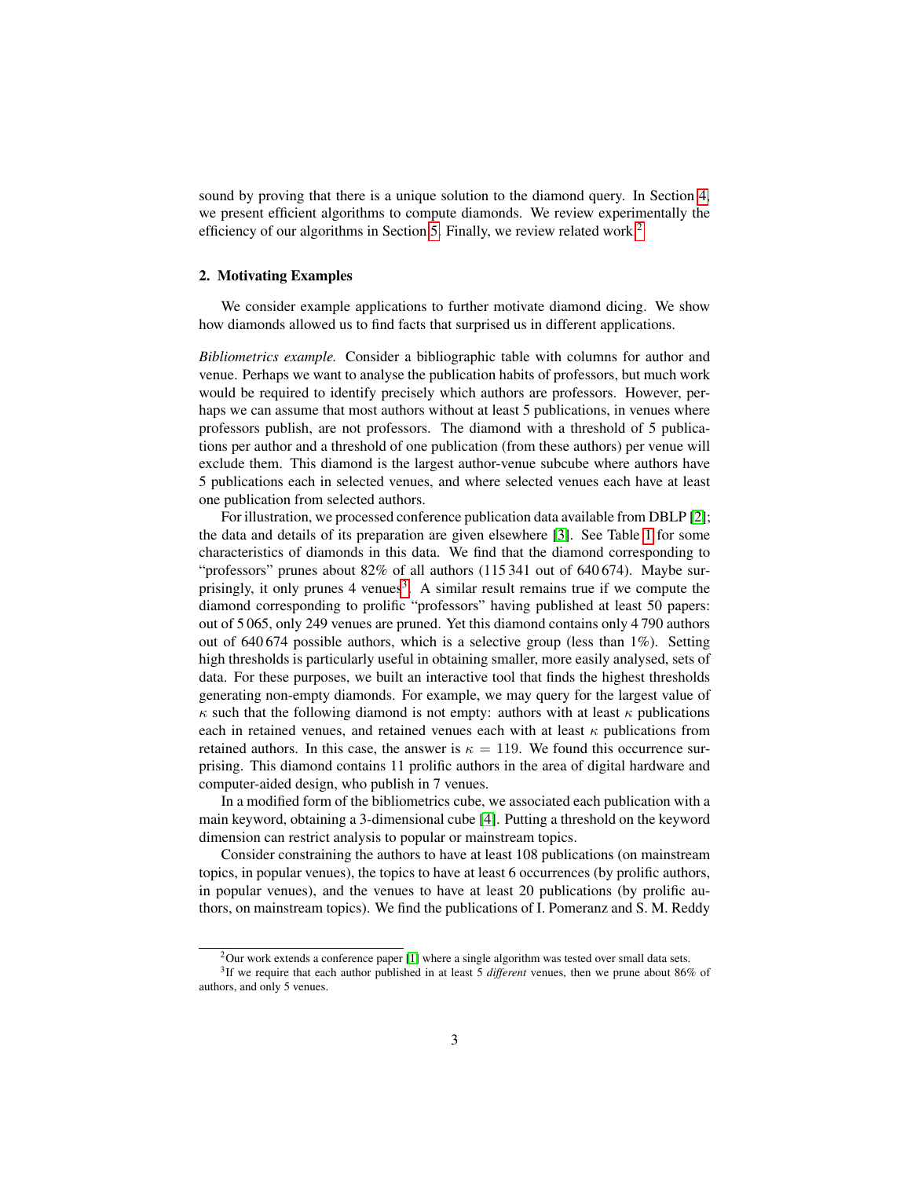sound by proving that there is a unique solution to the diamond query. In Section 4, we present efficient algorithms to compute diamonds. We review experimentally the efficiency of our algorithms in Section 5. Finally, we review related work.[2]

## 2. Motivating Examples

We consider example applications to further motivate diamond dicing. We show how diamonds allowed us to find facts that surprised us in different applications.

*Bibliometrics example.* Consider a bibliographic table with columns for author and venue. Perhaps we want to analyse the publication habits of professors, but much work would be required to identify precisely which authors are professors. However, perhaps we can assume that most authors without at least 5 publications, in venues where professors publish, are not professors. The diamond with a threshold of 5 publications per author and a threshold of one publication (from these authors) per venue will exclude them. This diamond is the largest author-venue subcube where authors have 5 publications each in selected venues, and where selected venues each have at least one publication from selected authors.

For illustration, we processed conference publication data available from DBLP [2]; the data and details of its preparation are given elsewhere [3]. See Table 1 for some characteristics of diamonds in this data. We find that the diamond corresponding to "professors" prunes about 82% of all authors (115 341 out of 640 674). Maybe surprisingly, it only prunes 4 venues[3]. A similar result remains true if we compute the diamond corresponding to prolific "professors" having published at least 50 papers: out of 5 065, only 249 venues are pruned. Yet this diamond contains only 4 790 authors out of 640 674 possible authors, which is a selective group (less than 1%). Setting high thresholds is particularly useful in obtaining smaller, more easily analysed, sets of data. For these purposes, we built an interactive tool that finds the highest thresholds generating non-empty diamonds. For example, we may query for the largest value of $\kappa$ such that the following diamond is not empty: authors with at least $\kappa$ publications each in retained venues, and retained venues each with at least $\kappa$ publications from retained authors. In this case, the answer is $\kappa = 119$. We found this occurrence surprising. This diamond contains 11 prolific authors in the area of digital hardware and computer-aided design, who publish in 7 venues.

In a modified form of the bibliometrics cube, we associated each publication with a main keyword, obtaining a 3-dimensional cube [4]. Putting a threshold on the keyword dimension can restrict analysis to popular or mainstream topics.

Consider constraining the authors to have at least 108 publications (on mainstream topics, in popular venues), the topics to have at least 6 occurrences (by prolific authors, in popular venues), and the venues to have at least 20 publications (by prolific authors, on mainstream topics). We find the publications of I. Pomeranz and S. M. Reddy

---

[2] Our work extends a conference paper [1] where a single algorithm was tested over small data sets.

[3] If we require that each author published in at least 5 *different* venues, then we prune about 86% of authors, and only 5 venues.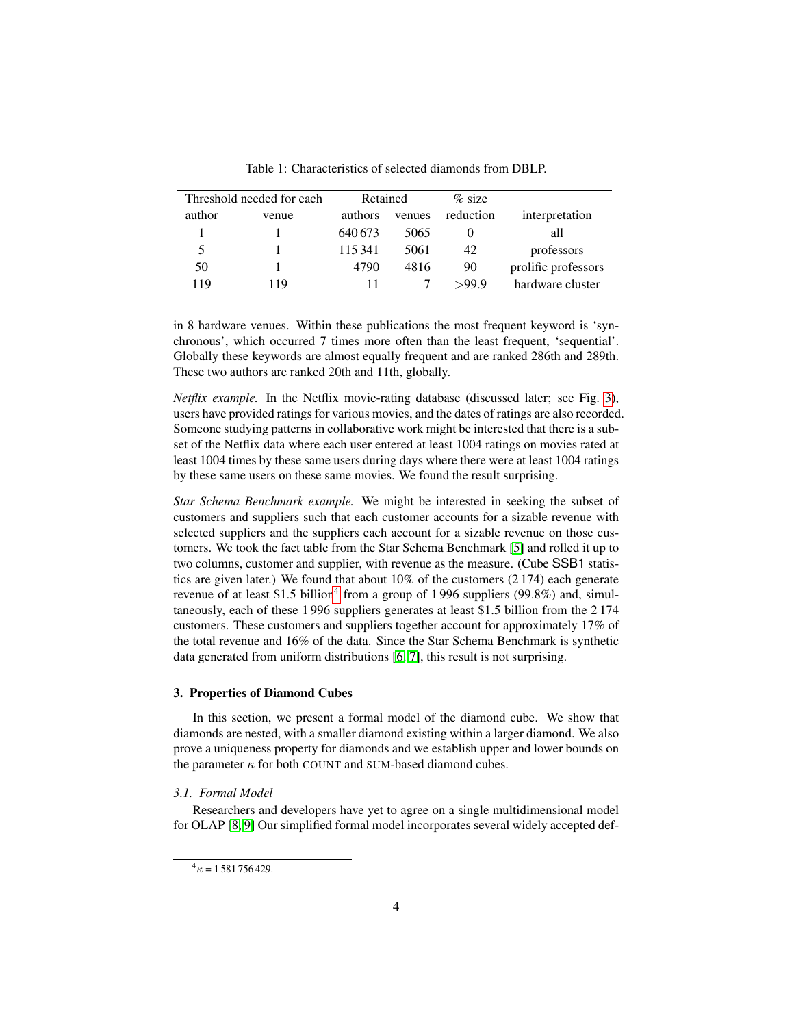Table 1: Characteristics of selected diamonds from DBLP.

| Threshold needed for each | | Retained | | % size | |
|---|---|---|---|---|---|
| author | venue | authors | venues | reduction | interpretation |
| 1 | 1 | 640 673 | 5065 | 0 | all |
| 5 | 1 | 115 341 | 5061 | 42 | professors |
| 50 | 1 | 4790 | 4816 | 90 | prolific professors |
| 119 | 119 | 11 | 7 | >99.9 | hardware cluster |

in 8 hardware venues. Within these publications the most frequent keyword is 'synchronous', which occurred 7 times more often than the least frequent, 'sequential'. Globally these keywords are almost equally frequent and are ranked 286th and 289th. These two authors are ranked 20th and 11th, globally.

*Netflix example.* In the Netflix movie-rating database (discussed later; see Fig. 3), users have provided ratings for various movies, and the dates of ratings are also recorded. Someone studying patterns in collaborative work might be interested that there is a subset of the Netflix data where each user entered at least 1004 ratings on movies rated at least 1004 times by these same users during days where there were at least 1004 ratings by these same users on these same movies. We found the result surprising.

*Star Schema Benchmark example.* We might be interested in seeking the subset of customers and suppliers such that each customer accounts for a sizable revenue with selected suppliers and the suppliers each account for a sizable revenue on those customers. We took the fact table from the Star Schema Benchmark [5] and rolled it up to two columns, customer and supplier, with revenue as the measure. (Cube SSB1 statistics are given later.) We found that about 10% of the customers (2 174) each generate revenue of at least \$1.5 billion[4] from a group of 1 996 suppliers (99.8%) and, simultaneously, each of these 1 996 suppliers generates at least \$1.5 billion from the 2 174 customers. These customers and suppliers together account for approximately 17% of the total revenue and 16% of the data. Since the Star Schema Benchmark is synthetic data generated from uniform distributions [6, 7], this result is not surprising.

### 3. Properties of Diamond Cubes

In this section, we present a formal model of the diamond cube. We show that diamonds are nested, with a smaller diamond existing within a larger diamond. We also prove a uniqueness property for diamonds and we establish upper and lower bounds on the parameter $\kappa$ for both COUNT and SUM-based diamond cubes.

#### 3.1. Formal Model

Researchers and developers have yet to agree on a single multidimensional model for OLAP [8, 9] Our simplified formal model incorporates several widely accepted def-

[4] $\kappa = 1\,581\,756\,429$.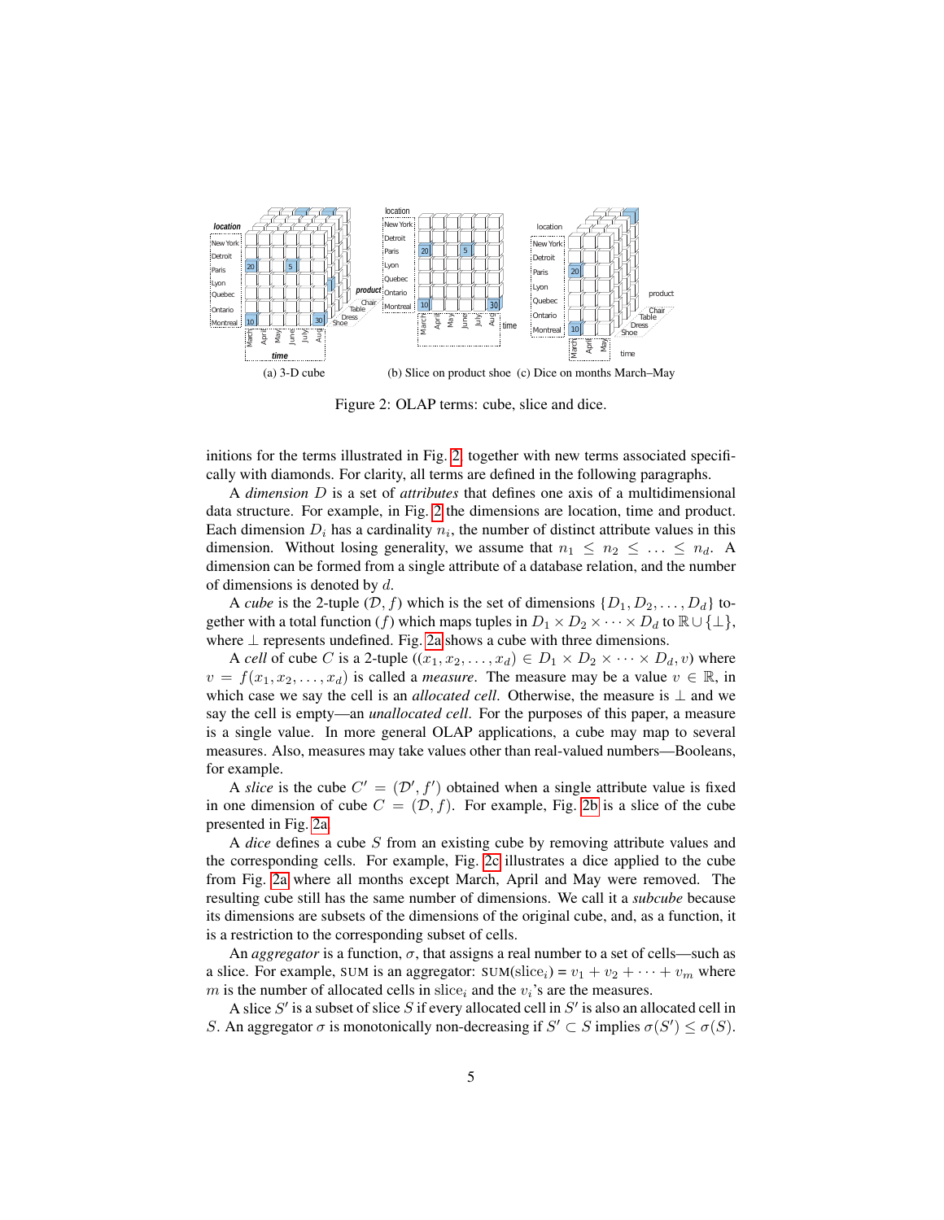(a) 3-D cube (b) Slice on product shoe (c) Dice on months March–May

Figure 2: OLAP terms: cube, slice and dice.

initions for the terms illustrated in Fig. 2, together with new terms associated specifically with diamonds. For clarity, all terms are defined in the following paragraphs.

A *dimension* $D$ is a set of *attributes* that defines one axis of a multidimensional data structure. For example, in Fig. 2 the dimensions are location, time and product. Each dimension $D_i$ has a cardinality $n_i$, the number of distinct attribute values in this dimension. Without losing generality, we assume that $n_1 \leq n_2 \leq \ldots \leq n_d$. A dimension can be formed from a single attribute of a database relation, and the number of dimensions is denoted by $d$.

A *cube* is the 2-tuple $(\mathcal{D}, f)$ which is the set of dimensions $\{D_1, D_2, \ldots, D_d\}$ together with a total function ($f$) which maps tuples in $D_1 \times D_2 \times \cdots \times D_d$ to $\mathbb{R} \cup \{\perp\}$, where $\perp$ represents undefined. Fig. 2a shows a cube with three dimensions.

A *cell* of cube $C$ is a 2-tuple $((x_1, x_2, \ldots, x_d) \in D_1 \times D_2 \times \cdots \times D_d, v)$ where $v = f(x_1, x_2, \ldots, x_d)$ is called a *measure*. The measure may be a value $v \in \mathbb{R}$, in which case we say the cell is an *allocated cell*. Otherwise, the measure is $\perp$ and we say the cell is empty—an *unallocated cell*. For the purposes of this paper, a measure is a single value. In more general OLAP applications, a cube may map to several measures. Also, measures may take values other than real-valued numbers—Booleans, for example.

A *slice* is the cube $C' = (\mathcal{D}', f')$ obtained when a single attribute value is fixed in one dimension of cube $C = (\mathcal{D}, f)$. For example, Fig. 2b is a slice of the cube presented in Fig. 2a.

A *dice* defines a cube $S$ from an existing cube by removing attribute values and the corresponding cells. For example, Fig. 2c illustrates a dice applied to the cube from Fig. 2a where all months except March, April and May were removed. The resulting cube still has the same number of dimensions. We call it a *subcube* because its dimensions are subsets of the dimensions of the original cube, and, as a function, it is a restriction to the corresponding subset of cells.

An *aggregator* is a function, $\sigma$, that assigns a real number to a set of cells—such as a slice. For example, SUM is an aggregator: $\text{SUM}(\text{slice}_i) = v_1 + v_2 + \cdots + v_m$ where $m$ is the number of allocated cells in $\text{slice}_i$ and the $v_i$'s are the measures.

A slice $S'$ is a subset of slice $S$ if every allocated cell in $S'$ is also an allocated cell in $S$. An aggregator $\sigma$ is monotonically non-decreasing if $S' \subset S$ implies $\sigma(S') \leq \sigma(S)$.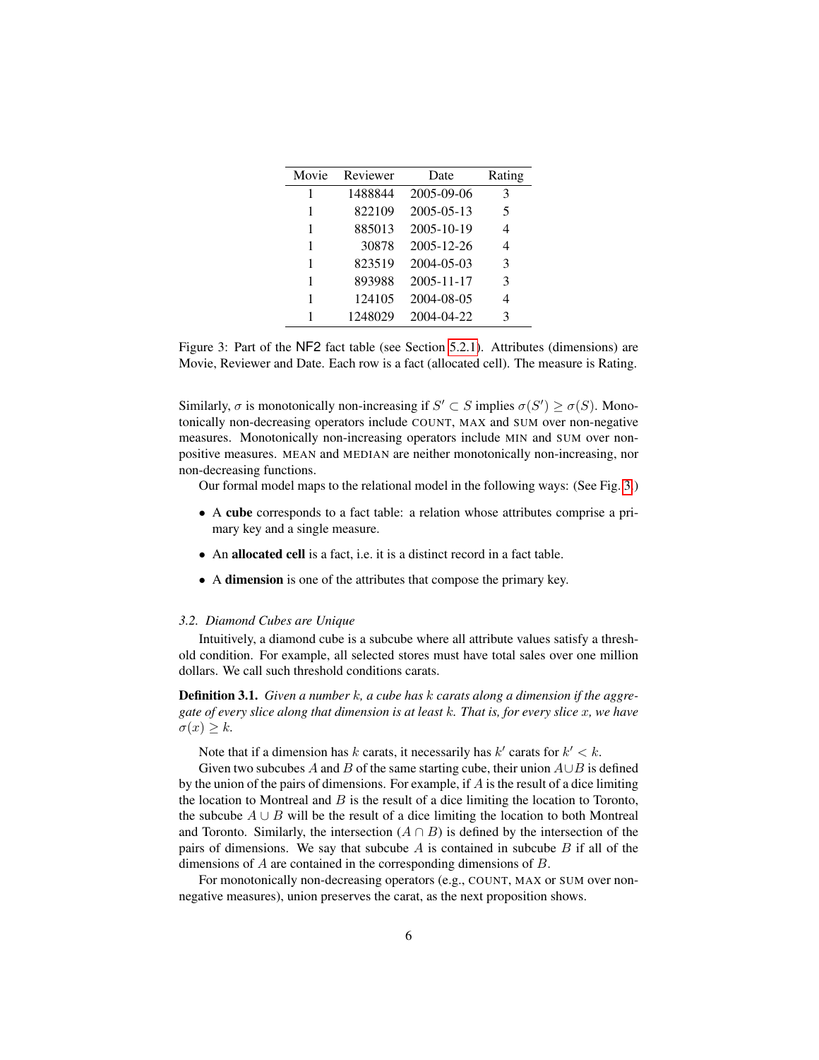| Movie | Reviewer | Date | Rating |
|---|---|---|---|
| 1 | 1488844 | 2005-09-06 | 3 |
| 1 | 822109 | 2005-05-13 | 5 |
| 1 | 885013 | 2005-10-19 | 4 |
| 1 | 30878 | 2005-12-26 | 4 |
| 1 | 823519 | 2004-05-03 | 3 |
| 1 | 893988 | 2005-11-17 | 3 |
| 1 | 124105 | 2004-08-05 | 4 |
| 1 | 1248029 | 2004-04-22 | 3 |

Figure 3: Part of the NF2 fact table (see Section 5.2.1). Attributes (dimensions) are Movie, Reviewer and Date. Each row is a fact (allocated cell). The measure is Rating.

Similarly, $\sigma$ is monotonically non-increasing if $S' \subset S$ implies $\sigma(S') \geq \sigma(S)$. Monotonically non-decreasing operators include COUNT, MAX and SUM over non-negative measures. Monotonically non-increasing operators include MIN and SUM over non-positive measures. MEAN and MEDIAN are neither monotonically non-increasing, nor non-decreasing functions.

Our formal model maps to the relational model in the following ways: (See Fig. 3)

- A **cube** corresponds to a fact table: a relation whose attributes comprise a primary key and a single measure.
- An **allocated cell** is a fact, i.e. it is a distinct record in a fact table.
- A **dimension** is one of the attributes that compose the primary key.

### *3.2. Diamond Cubes are Unique*

Intuitively, a diamond cube is a subcube where all attribute values satisfy a threshold condition. For example, all selected stores must have total sales over one million dollars. We call such threshold conditions carats.

**Definition 3.1.** *Given a number $k$, a cube has $k$ carats along a dimension if the aggregate of every slice along that dimension is at least $k$. That is, for every slice $x$, we have $\sigma(x) \geq k$.*

Note that if a dimension has $k$ carats, it necessarily has $k'$ carats for $k' < k$.

Given two subcubes $A$ and $B$ of the same starting cube, their union $A \cup B$ is defined by the union of the pairs of dimensions. For example, if $A$ is the result of a dice limiting the location to Montreal and $B$ is the result of a dice limiting the location to Toronto, the subcube $A \cup B$ will be the result of a dice limiting the location to both Montreal and Toronto. Similarly, the intersection $(A \cap B)$ is defined by the intersection of the pairs of dimensions. We say that subcube $A$ is contained in subcube $B$ if all of the dimensions of $A$ are contained in the corresponding dimensions of $B$.

For monotonically non-decreasing operators (e.g., COUNT, MAX or SUM over non-negative measures), union preserves the carat, as the next proposition shows.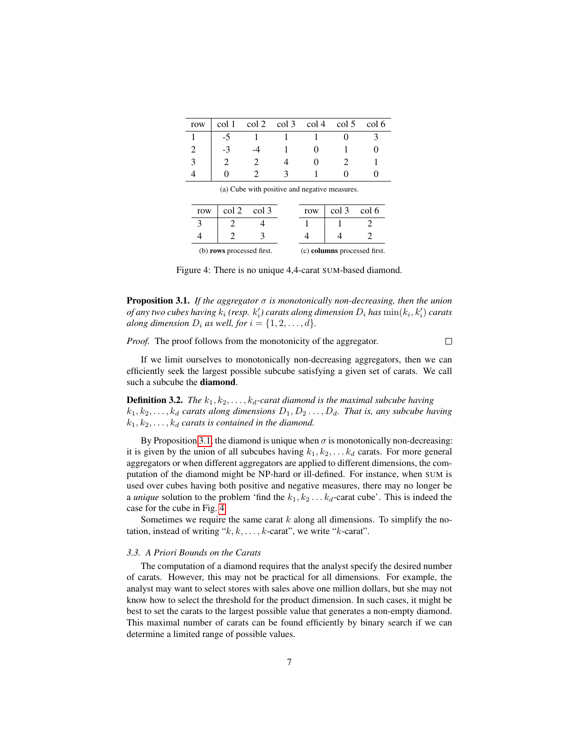| row | col 1 | col 2 | col 3 | col 4 | col 5 | col 6 |
|---|---|---|---|---|---|---|
| 1 | -5 | 1 | 1 | 1 | 0 | 3 |
| 2 | -3 | -4 | 1 | 0 | 1 | 0 |
| 3 | 2 | 2 | 4 | 0 | 2 | 1 |
| 4 | 0 | 2 | 3 | 1 | 0 | 0 |

(a) Cube with positive and negative measures.

| row | col 2 | col 3 |
|---|---|---|
| 3 | 2 | 4 |
| 4 | 2 | 3 |

(b) **rows** processed first.

| row | col 3 | col 6 |
|---|---|---|
| 1 | 1 | 2 |
| 4 | 4 | 2 |

(c) **columns** processed first.

Figure 4: There is no unique 4,4-carat SUM-based diamond.

**Proposition 3.1.** *If the aggregator $\sigma$ is monotonically non-decreasing, then the union of any two cubes having $k_i$ (resp. $k_i'$) carats along dimension $D_i$ has $\min(k_i, k_i')$ carats along dimension $D_i$ as well, for $i = \{1, 2, \ldots, d\}$.*

*Proof.* The proof follows from the monotonicity of the aggregator. □

If we limit ourselves to monotonically non-decreasing aggregators, then we can efficiently seek the largest possible subcube satisfying a given set of carats. We call such a subcube the **diamond**.

**Definition 3.2.** *The $k_1, k_2, \ldots, k_d$-carat diamond is the maximal subcube having $k_1, k_2, \ldots, k_d$ carats along dimensions $D_1, D_2 \ldots, D_d$. That is, any subcube having $k_1, k_2, \ldots, k_d$ carats is contained in the diamond.*

By Proposition 3.1, the diamond is unique when $\sigma$ is monotonically non-decreasing: it is given by the union of all subcubes having $k_1, k_2, \ldots k_d$ carats. For more general aggregators or when different aggregators are applied to different dimensions, the computation of the diamond might be NP-hard or ill-defined. For instance, when SUM is used over cubes having both positive and negative measures, there may no longer be a *unique* solution to the problem 'find the $k_1, k_2 \ldots k_d$-carat cube'. This is indeed the case for the cube in Fig. 4.

Sometimes we require the same carat $k$ along all dimensions. To simplify the notation, instead of writing "$k, k, \ldots, k$-carat", we write "$k$-carat".

### *3.3. A Priori Bounds on the Carats*

The computation of a diamond requires that the analyst specify the desired number of carats. However, this may not be practical for all dimensions. For example, the analyst may want to select stores with sales above one million dollars, but she may not know how to select the threshold for the product dimension. In such cases, it might be best to set the carats to the largest possible value that generates a non-empty diamond. This maximal number of carats can be found efficiently by binary search if we can determine a limited range of possible values.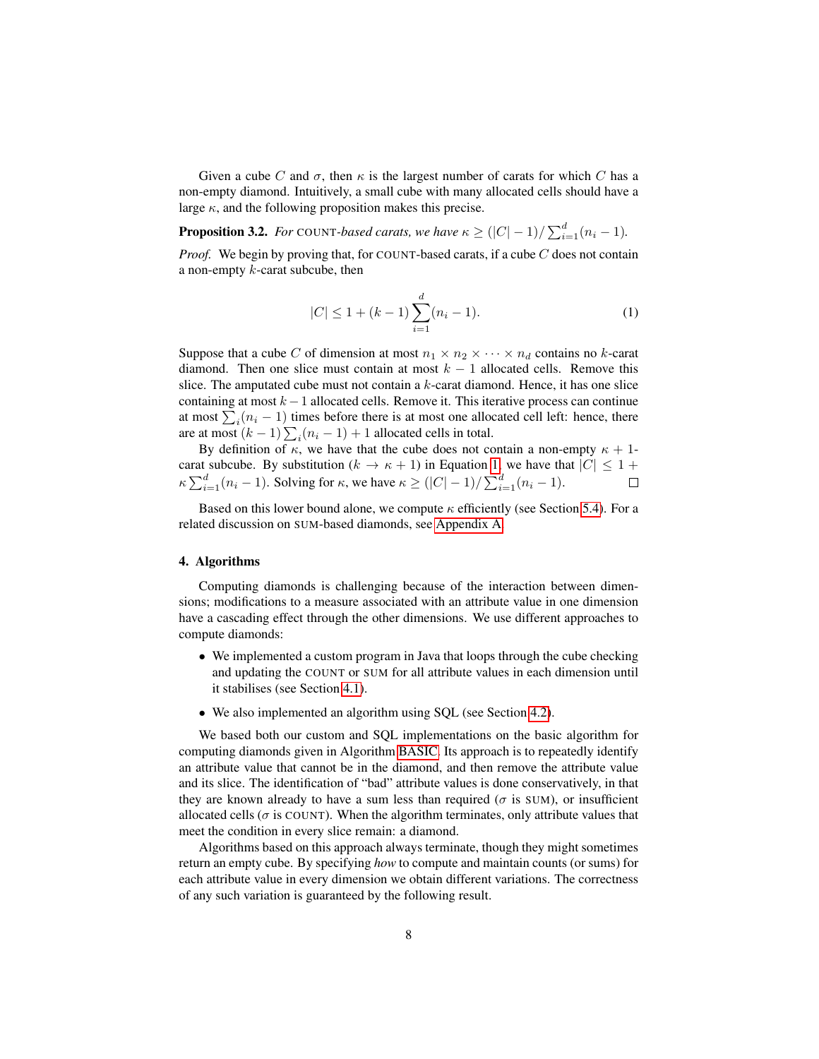Given a cube $C$ and $\sigma$, then $\kappa$ is the largest number of carats for which $C$ has a non-empty diamond. Intuitively, a small cube with many allocated cells should have a large $\kappa$, and the following proposition makes this precise.

**Proposition 3.2.** *For* COUNT*-based carats, we have* $\kappa \geq (|C| - 1)/\sum_{i=1}^{d}(n_i - 1)$.

*Proof.* We begin by proving that, for COUNT-based carats, if a cube $C$ does not contain a non-empty $k$-carat subcube, then

$$|C| \leq 1 + (k-1)\sum_{i=1}^{d}(n_i - 1). \tag{1}$$

Suppose that a cube $C$ of dimension at most $n_1 \times n_2 \times \cdots \times n_d$ contains no $k$-carat diamond. Then one slice must contain at most $k-1$ allocated cells. Remove this slice. The amputated cube must not contain a $k$-carat diamond. Hence, it has one slice containing at most $k-1$ allocated cells. Remove it. This iterative process can continue at most $\sum_i(n_i - 1)$ times before there is at most one allocated cell left: hence, there are at most $(k-1)\sum_i(n_i - 1) + 1$ allocated cells in total.

By definition of $\kappa$, we have that the cube does not contain a non-empty $\kappa+1$-carat subcube. By substitution ($k \to \kappa + 1$) in Equation 1, we have that $|C| \leq 1 + \kappa\sum_{i=1}^{d}(n_i - 1)$. Solving for $\kappa$, we have $\kappa \geq (|C| - 1)/\sum_{i=1}^{d}(n_i - 1)$. □

Based on this lower bound alone, we compute $\kappa$ efficiently (see Section 5.4). For a related discussion on SUM-based diamonds, see Appendix A.

## 4. Algorithms

Computing diamonds is challenging because of the interaction between dimensions; modifications to a measure associated with an attribute value in one dimension have a cascading effect through the other dimensions. We use different approaches to compute diamonds:

- We implemented a custom program in Java that loops through the cube checking and updating the COUNT or SUM for all attribute values in each dimension until it stabilises (see Section 4.1).
- We also implemented an algorithm using SQL (see Section 4.2).

We based both our custom and SQL implementations on the basic algorithm for computing diamonds given in Algorithm BASIC. Its approach is to repeatedly identify an attribute value that cannot be in the diamond, and then remove the attribute value and its slice. The identification of "bad" attribute values is done conservatively, in that they are known already to have a sum less than required ($\sigma$ is SUM), or insufficient allocated cells ($\sigma$ is COUNT). When the algorithm terminates, only attribute values that meet the condition in every slice remain: a diamond.

Algorithms based on this approach always terminate, though they might sometimes return an empty cube. By specifying *how* to compute and maintain counts (or sums) for each attribute value in every dimension we obtain different variations. The correctness of any such variation is guaranteed by the following result.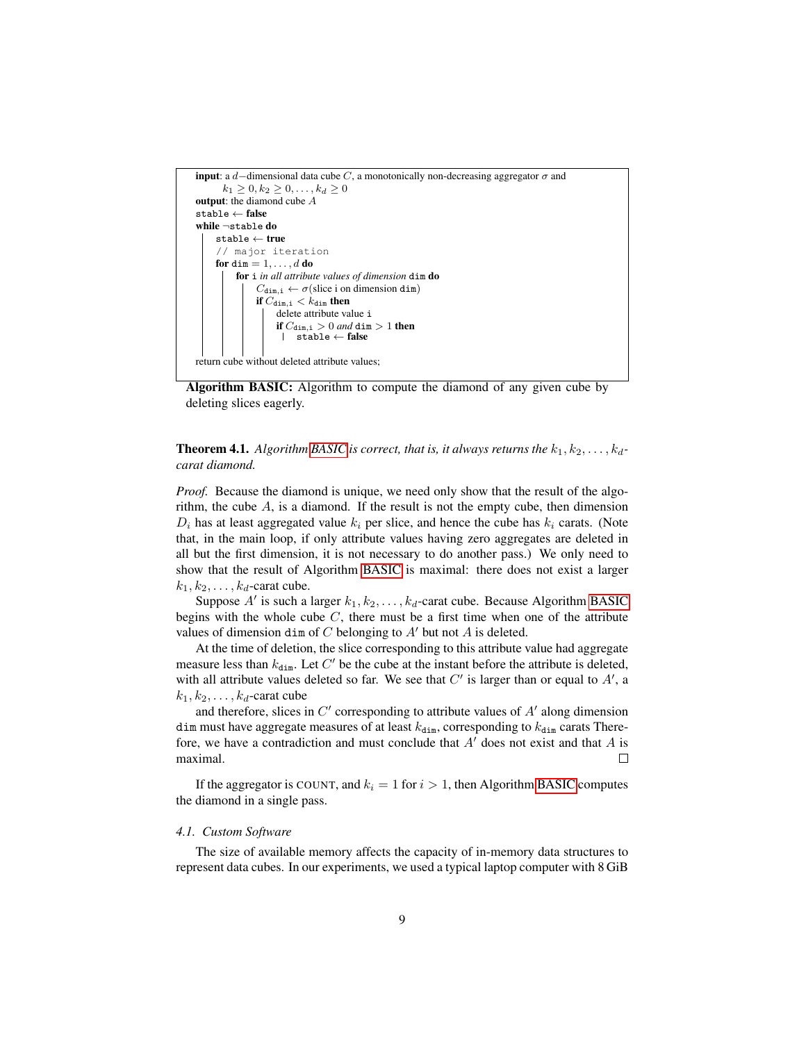```
input: a d−dimensional data cube C, a monotonically non-decreasing aggregator σ and
       k_1 ≥ 0, k_2 ≥ 0, ..., k_d ≥ 0
output: the diamond cube A
stable ← false
while ¬stable do
    stable ← true
    // major iteration
    for dim = 1, ..., d do
        for i in all attribute values of dimension dim do
            C_dim,i ← σ(slice i on dimension dim)
            if C_dim,i < k_dim then
                delete attribute value i
                if C_dim,i > 0 and dim > 1 then
                    stable ← false

return cube without deleted attribute values;
```

**Algorithm BASIC:** Algorithm to compute the diamond of any given cube by deleting slices eagerly.

**Theorem 4.1.** *Algorithm BASIC is correct, that is, it always returns the $k_1, k_2, \ldots, k_d$-carat diamond.*

*Proof.* Because the diamond is unique, we need only show that the result of the algorithm, the cube $A$, is a diamond. If the result is not the empty cube, then dimension $D_i$ has at least aggregated value $k_i$ per slice, and hence the cube has $k_i$ carats. (Note that, in the main loop, if only attribute values having zero aggregates are deleted in all but the first dimension, it is not necessary to do another pass.) We only need to show that the result of Algorithm BASIC is maximal: there does not exist a larger $k_1, k_2, \ldots, k_d$-carat cube.

Suppose $A'$ is such a larger $k_1, k_2, \ldots, k_d$-carat cube. Because Algorithm BASIC begins with the whole cube $C$, there must be a first time when one of the attribute values of dimension dim of $C$ belonging to $A'$ but not $A$ is deleted.

At the time of deletion, the slice corresponding to this attribute value had aggregate measure less than $k_{\texttt{dim}}$. Let $C'$ be the cube at the instant before the attribute is deleted, with all attribute values deleted so far. We see that $C'$ is larger than or equal to $A'$, a $k_1, k_2, \ldots, k_d$-carat cube

and therefore, slices in $C'$ corresponding to attribute values of $A'$ along dimension dim must have aggregate measures of at least $k_{\texttt{dim}}$, corresponding to $k_{\texttt{dim}}$ carats Therefore, we have a contradiction and must conclude that $A'$ does not exist and that $A$ is maximal. □

If the aggregator is COUNT, and $k_i = 1$ for $i > 1$, then Algorithm BASIC computes the diamond in a single pass.

### 4.1. Custom Software

The size of available memory affects the capacity of in-memory data structures to represent data cubes. In our experiments, we used a typical laptop computer with 8 GiB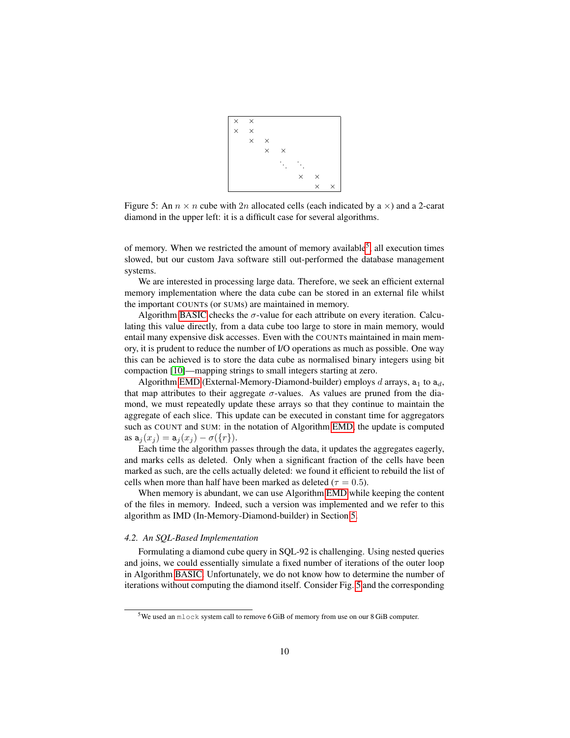Figure 5: An $n \times n$ cube with $2n$ allocated cells (each indicated by a $\times$) and a 2-carat diamond in the upper left: it is a difficult case for several algorithms.

of memory. When we restricted the amount of memory available[5], all execution times slowed, but our custom Java software still out-performed the database management systems.

We are interested in processing large data. Therefore, we seek an efficient external memory implementation where the data cube can be stored in an external file whilst the important COUNTs (or SUMs) are maintained in memory.

Algorithm BASIC checks the $\sigma$-value for each attribute on every iteration. Calculating this value directly, from a data cube too large to store in main memory, would entail many expensive disk accesses. Even with the COUNTs maintained in main memory, it is prudent to reduce the number of I/O operations as much as possible. One way this can be achieved is to store the data cube as normalised binary integers using bit compaction [10]—mapping strings to small integers starting at zero.

Algorithm EMD (External-Memory-Diamond-builder) employs $d$ arrays, $\mathtt{a}_1$ to $\mathtt{a}_d$, that map attributes to their aggregate $\sigma$-values. As values are pruned from the diamond, we must repeatedly update these arrays so that they continue to maintain the aggregate of each slice. This update can be executed in constant time for aggregators such as COUNT and SUM: in the notation of Algorithm EMD, the update is computed as $\mathtt{a}_j(x_j) = \mathtt{a}_j(x_j) - \sigma(\{r\})$.

Each time the algorithm passes through the data, it updates the aggregates eagerly, and marks cells as deleted. Only when a significant fraction of the cells have been marked as such, are the cells actually deleted: we found it efficient to rebuild the list of cells when more than half have been marked as deleted ($\tau = 0.5$).

When memory is abundant, we can use Algorithm EMD while keeping the content of the files in memory. Indeed, such a version was implemented and we refer to this algorithm as IMD (In-Memory-Diamond-builder) in Section 5.

### *4.2. An SQL-Based Implementation*

Formulating a diamond cube query in SQL-92 is challenging. Using nested queries and joins, we could essentially simulate a fixed number of iterations of the outer loop in Algorithm BASIC. Unfortunately, we do not know how to determine the number of iterations without computing the diamond itself. Consider Fig. 5 and the corresponding

[5] We used an `mlock` system call to remove 6 GiB of memory from use on our 8 GiB computer.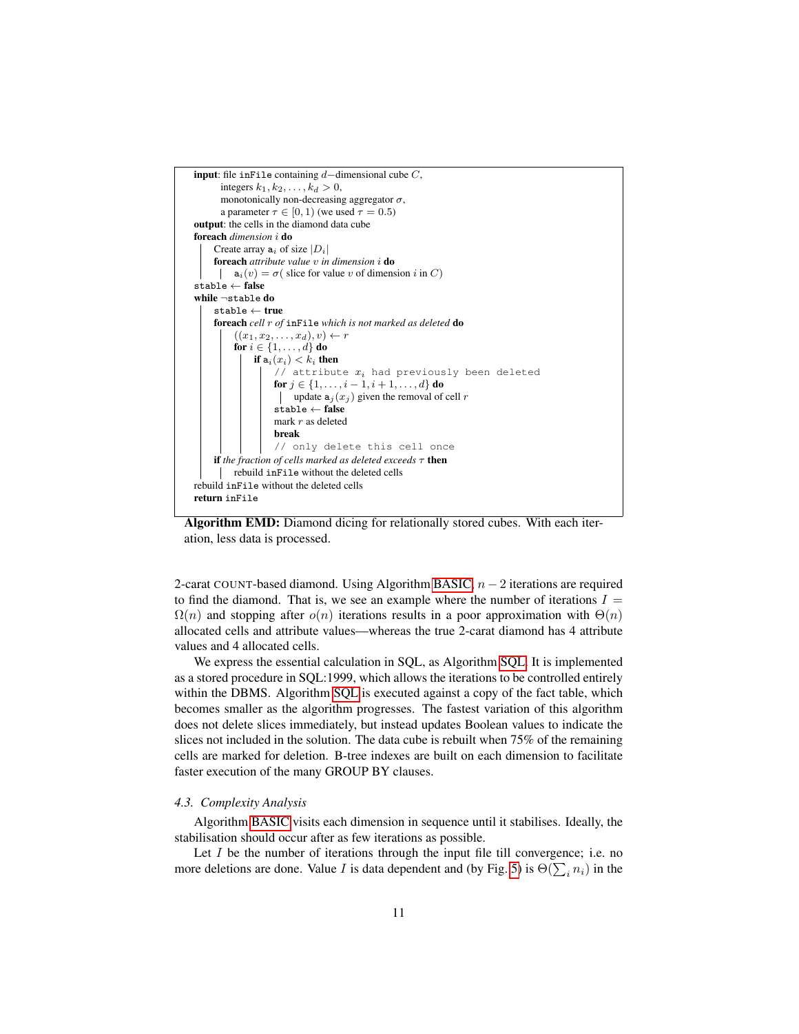```
input: file inFile containing d−dimensional cube C,
       integers k_1, k_2, ..., k_d > 0,
       monotonically non-decreasing aggregator σ,
       a parameter τ ∈ [0, 1) (we used τ = 0.5)
output: the cells in the diamond data cube
foreach dimension i do
    Create array a_i of size |D_i|
    foreach attribute value v in dimension i do
        a_i(v) = σ( slice for value v of dimension i in C)
stable ← false
while ¬stable do
    stable ← true
    foreach cell r of inFile which is not marked as deleted do
        ((x_1, x_2, ..., x_d), v) ← r
        for i ∈ {1, ..., d} do
            if a_i(x_i) < k_i then
                // attribute x_i had previously been deleted
                for j ∈ {1, ..., i − 1, i + 1, ..., d} do
                    update a_j(x_j) given the removal of cell r
                stable ← false
                mark r as deleted
                break
                // only delete this cell once
    if the fraction of cells marked as deleted exceeds τ then
        rebuild inFile without the deleted cells
rebuild inFile without the deleted cells
return inFile
```

**Algorithm EMD:** Diamond dicing for relationally stored cubes. With each iteration, less data is processed.

2-carat COUNT-based diamond. Using Algorithm BASIC, $n-2$ iterations are required to find the diamond. That is, we see an example where the number of iterations $I = \Omega(n)$ and stopping after $o(n)$ iterations results in a poor approximation with $\Theta(n)$ allocated cells and attribute values—whereas the true 2-carat diamond has 4 attribute values and 4 allocated cells.

We express the essential calculation in SQL, as Algorithm SQL. It is implemented as a stored procedure in SQL:1999, which allows the iterations to be controlled entirely within the DBMS. Algorithm SQL is executed against a copy of the fact table, which becomes smaller as the algorithm progresses. The fastest variation of this algorithm does not delete slices immediately, but instead updates Boolean values to indicate the slices not included in the solution. The data cube is rebuilt when 75% of the remaining cells are marked for deletion. B-tree indexes are built on each dimension to facilitate faster execution of the many GROUP BY clauses.

### *4.3. Complexity Analysis*

Algorithm BASIC visits each dimension in sequence until it stabilises. Ideally, the stabilisation should occur after as few iterations as possible.

Let $I$ be the number of iterations through the input file till convergence; i.e. no more deletions are done. Value $I$ is data dependent and (by Fig. 5) is $\Theta(\sum_i n_i)$ in the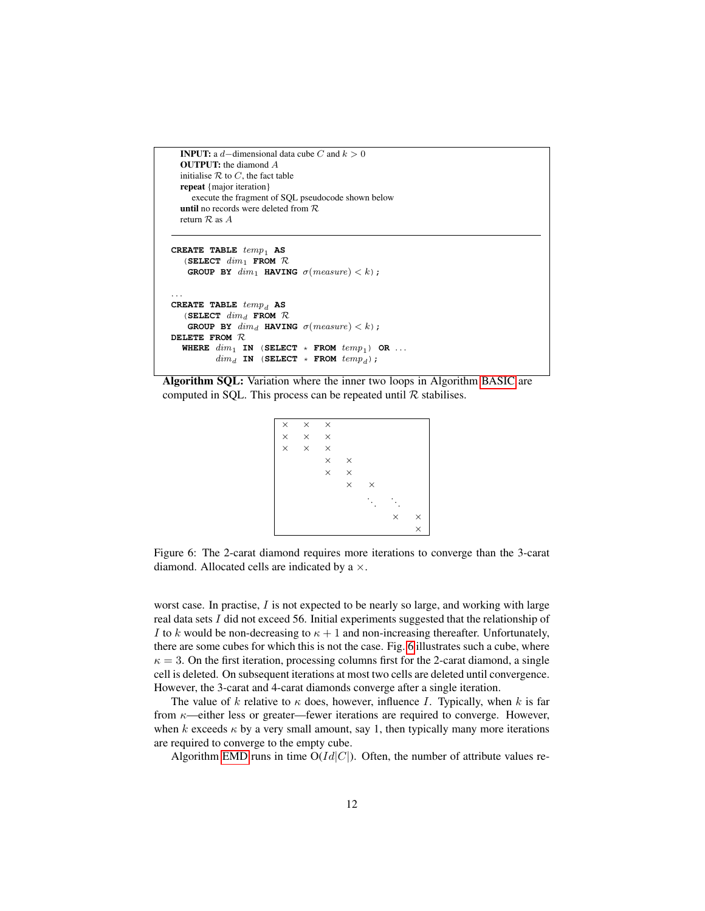**INPUT:** a $d-$dimensional data cube $C$ and $k > 0$
**OUTPUT:** the diamond $A$
initialise $\mathcal{R}$ to $C$, the fact table
**repeat** {major iteration}
  execute the fragment of SQL pseudocode shown below
**until** no records were deleted from $\mathcal{R}$
return $\mathcal{R}$ as $A$

```
CREATE TABLE temp_1 AS
  (SELECT dim_1 FROM R
   GROUP BY dim_1 HAVING σ(measure) < k);

...
CREATE TABLE temp_d AS
  (SELECT dim_d FROM R
   GROUP BY dim_d HAVING σ(measure) < k);
DELETE FROM R
  WHERE dim_1 IN (SELECT * FROM temp_1) OR ...
        dim_d IN (SELECT * FROM temp_d);
```

**Algorithm SQL:** Variation where the inner two loops in Algorithm BASIC are computed in SQL. This process can be repeated until $\mathcal{R}$ stabilises.

| × | × | × | | | | |
|---|---|---|---|---|---|---|
| × | × | × | | | | |
| × | × | × | | | | |
| | | × | × | | | |
| | | × | × | | | |
| | | | × | × | | |
| | | | | ⋱ | ⋱ | |
| | | | | | × | × |
| | | | | | | × |

Figure 6: The 2-carat diamond requires more iterations to converge than the 3-carat diamond. Allocated cells are indicated by a ×.

worst case. In practise, $I$ is not expected to be nearly so large, and working with large real data sets $I$ did not exceed 56. Initial experiments suggested that the relationship of $I$ to $k$ would be non-decreasing to $\kappa + 1$ and non-increasing thereafter. Unfortunately, there are some cubes for which this is not the case. Fig. 6 illustrates such a cube, where $\kappa = 3$. On the first iteration, processing columns first for the 2-carat diamond, a single cell is deleted. On subsequent iterations at most two cells are deleted until convergence. However, the 3-carat and 4-carat diamonds converge after a single iteration.

The value of $k$ relative to $\kappa$ does, however, influence $I$. Typically, when $k$ is far from $\kappa$—either less or greater—fewer iterations are required to converge. However, when $k$ exceeds $\kappa$ by a very small amount, say 1, then typically many more iterations are required to converge to the empty cube.

Algorithm EMD runs in time $O(Id|C|)$. Often, the number of attribute values re-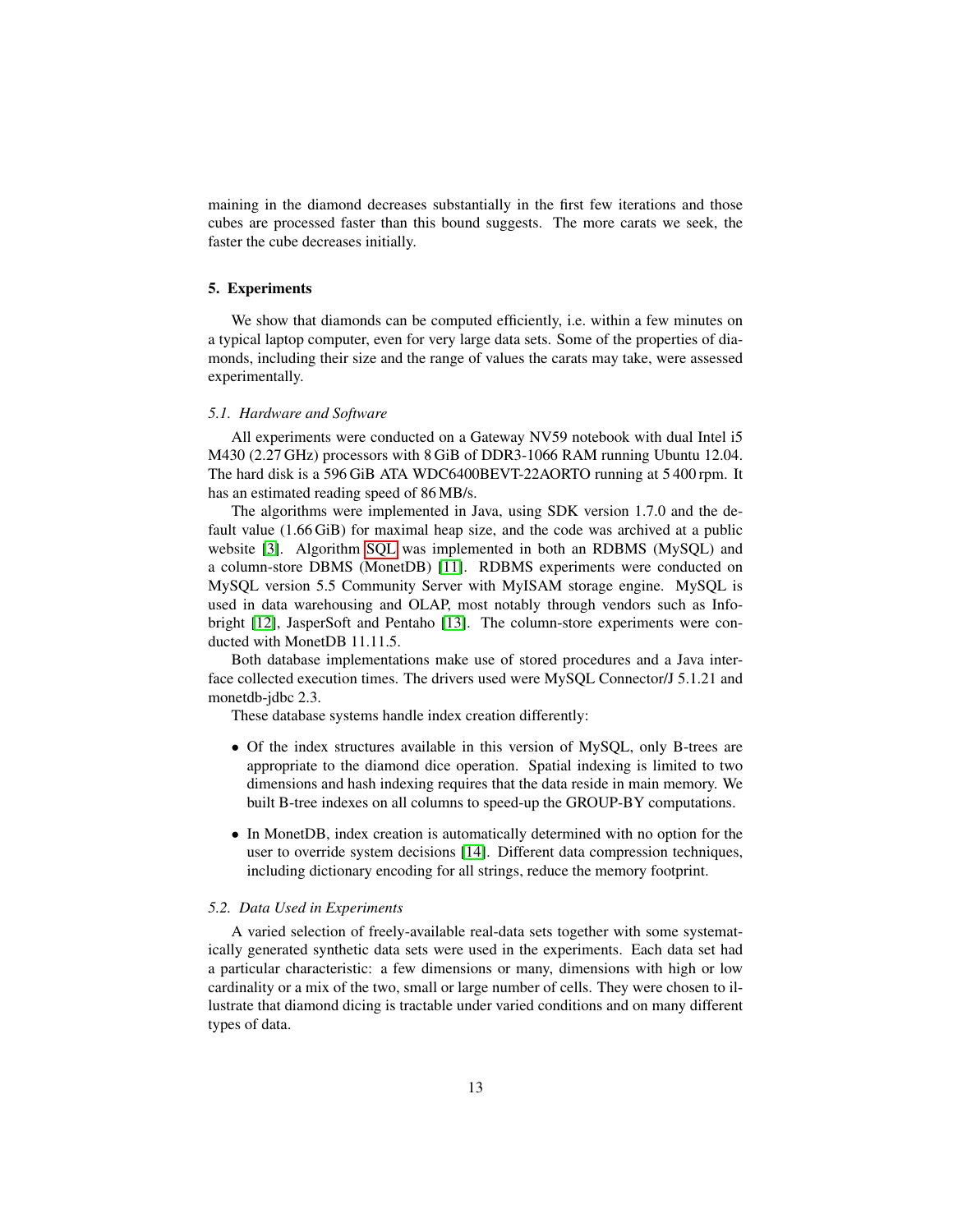maining in the diamond decreases substantially in the first few iterations and those cubes are processed faster than this bound suggests. The more carats we seek, the faster the cube decreases initially.

## 5. Experiments

We show that diamonds can be computed efficiently, i.e. within a few minutes on a typical laptop computer, even for very large data sets. Some of the properties of diamonds, including their size and the range of values the carats may take, were assessed experimentally.

### *5.1. Hardware and Software*

All experiments were conducted on a Gateway NV59 notebook with dual Intel i5 M430 (2.27 GHz) processors with 8 GiB of DDR3-1066 RAM running Ubuntu 12.04. The hard disk is a 596 GiB ATA WDC6400BEVT-22AORTO running at 5 400 rpm. It has an estimated reading speed of 86 MB/s.

The algorithms were implemented in Java, using SDK version 1.7.0 and the default value (1.66 GiB) for maximal heap size, and the code was archived at a public website [3]. Algorithm SQL was implemented in both an RDBMS (MySQL) and a column-store DBMS (MonetDB) [11]. RDBMS experiments were conducted on MySQL version 5.5 Community Server with MyISAM storage engine. MySQL is used in data warehousing and OLAP, most notably through vendors such as Infobright [12], JasperSoft and Pentaho [13]. The column-store experiments were conducted with MonetDB 11.11.5.

Both database implementations make use of stored procedures and a Java interface collected execution times. The drivers used were MySQL Connector/J 5.1.21 and monetdb-jdbc 2.3.

These database systems handle index creation differently:

- Of the index structures available in this version of MySQL, only B-trees are appropriate to the diamond dice operation. Spatial indexing is limited to two dimensions and hash indexing requires that the data reside in main memory. We built B-tree indexes on all columns to speed-up the GROUP-BY computations.
- In MonetDB, index creation is automatically determined with no option for the user to override system decisions [14]. Different data compression techniques, including dictionary encoding for all strings, reduce the memory footprint.

### *5.2. Data Used in Experiments*

A varied selection of freely-available real-data sets together with some systematically generated synthetic data sets were used in the experiments. Each data set had a particular characteristic: a few dimensions or many, dimensions with high or low cardinality or a mix of the two, small or large number of cells. They were chosen to illustrate that diamond dicing is tractable under varied conditions and on many different types of data.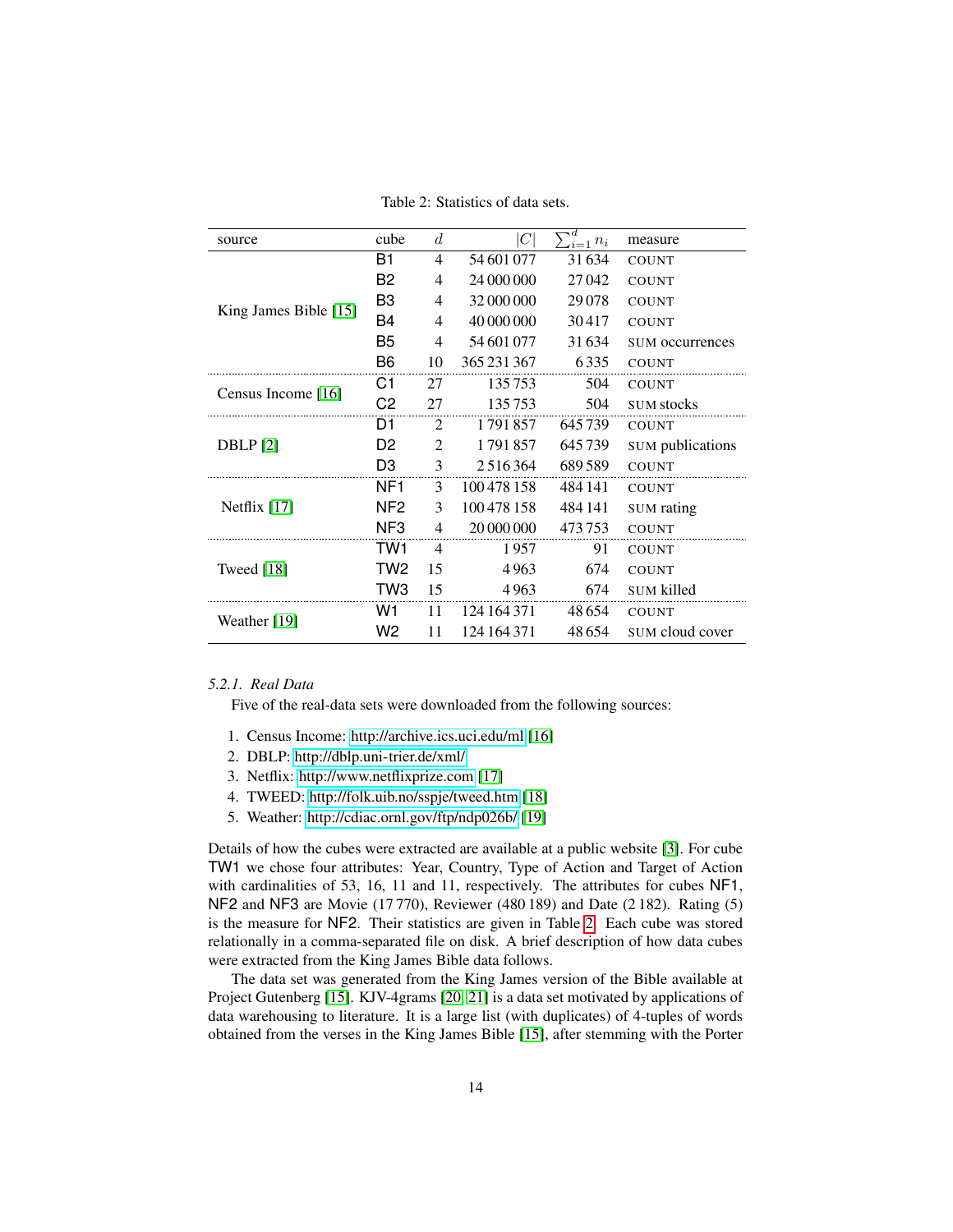Table 2: Statistics of data sets.

| source | cube | $d$ | $\lvert C\rvert$ | $\sum_{i=1}^{d} n_i$ | measure |
|---|---|---|---|---|---|
| King James Bible [15] | B1 | 4 | 54 601 077 | 31 634 | COUNT |
| | B2 | 4 | 24 000 000 | 27 042 | COUNT |
| | B3 | 4 | 32 000 000 | 29 078 | COUNT |
| | B4 | 4 | 40 000 000 | 30 417 | COUNT |
| | B5 | 4 | 54 601 077 | 31 634 | SUM occurrences |
| | B6 | 10 | 365 231 367 | 6 335 | COUNT |
| Census Income [16] | C1 | 27 | 135 753 | 504 | COUNT |
| | C2 | 27 | 135 753 | 504 | SUM stocks |
| DBLP [2] | D1 | 2 | 1 791 857 | 645 739 | COUNT |
| | D2 | 2 | 1 791 857 | 645 739 | SUM publications |
| | D3 | 3 | 2 516 364 | 689 589 | COUNT |
| Netflix [17] | NF1 | 3 | 100 478 158 | 484 141 | COUNT |
| | NF2 | 3 | 100 478 158 | 484 141 | SUM rating |
| | NF3 | 4 | 20 000 000 | 473 753 | COUNT |
| Tweed [18] | TW1 | 4 | 1 957 | 91 | COUNT |
| | TW2 | 15 | 4 963 | 674 | COUNT |
| | TW3 | 15 | 4 963 | 674 | SUM killed |
| Weather [19] | W1 | 11 | 124 164 371 | 48 654 | COUNT |
| | W2 | 11 | 124 164 371 | 48 654 | SUM cloud cover |

#### *5.2.1. Real Data*

Five of the real-data sets were downloaded from the following sources:

1. Census Income: http://archive.ics.uci.edu/ml [16]
2. DBLP: http://dblp.uni-trier.de/xml/
3. Netflix: http://www.netflixprize.com [17]
4. TWEED: http://folk.uib.no/sspje/tweed.htm [18]
5. Weather: http://cdiac.ornl.gov/ftp/ndp026b/ [19]

Details of how the cubes were extracted are available at a public website [3]. For cube TW1 we chose four attributes: Year, Country, Type of Action and Target of Action with cardinalities of 53, 16, 11 and 11, respectively. The attributes for cubes NF1, NF2 and NF3 are Movie (17 770), Reviewer (480 189) and Date (2 182). Rating (5) is the measure for NF2. Their statistics are given in Table 2. Each cube was stored relationally in a comma-separated file on disk. A brief description of how data cubes were extracted from the King James Bible data follows.

The data set was generated from the King James version of the Bible available at Project Gutenberg [15]. KJV-4grams [20, 21] is a data set motivated by applications of data warehousing to literature. It is a large list (with duplicates) of 4-tuples of words obtained from the verses in the King James Bible [15], after stemming with the Porter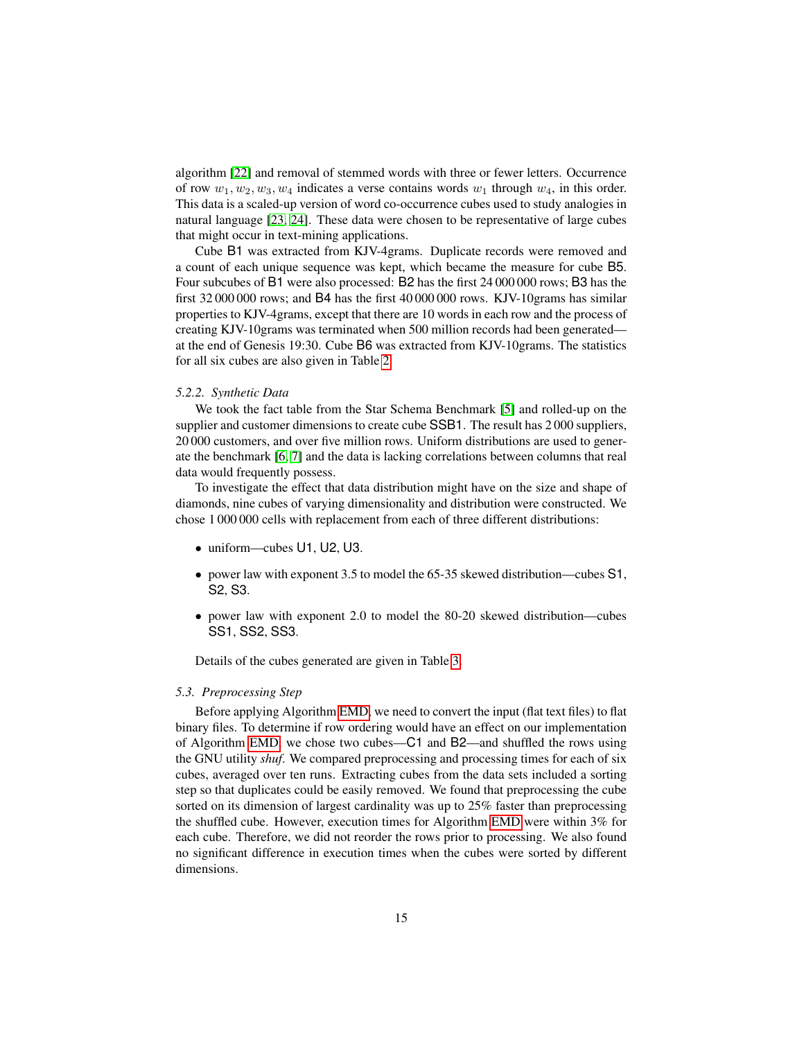algorithm [22] and removal of stemmed words with three or fewer letters. Occurrence of row $w_1, w_2, w_3, w_4$ indicates a verse contains words $w_1$ through $w_4$, in this order. This data is a scaled-up version of word co-occurrence cubes used to study analogies in natural language [23, 24]. These data were chosen to be representative of large cubes that might occur in text-mining applications.

Cube B1 was extracted from KJV-4grams. Duplicate records were removed and a count of each unique sequence was kept, which became the measure for cube B5. Four subcubes of B1 were also processed: B2 has the first 24 000 000 rows; B3 has the first 32 000 000 rows; and B4 has the first 40 000 000 rows. KJV-10grams has similar properties to KJV-4grams, except that there are 10 words in each row and the process of creating KJV-10grams was terminated when 500 million records had been generated—at the end of Genesis 19:30. Cube B6 was extracted from KJV-10grams. The statistics for all six cubes are also given in Table 2.

### 5.2.2. Synthetic Data

We took the fact table from the Star Schema Benchmark [5] and rolled-up on the supplier and customer dimensions to create cube SSB1. The result has 2 000 suppliers, 20 000 customers, and over five million rows. Uniform distributions are used to generate the benchmark [6, 7] and the data is lacking correlations between columns that real data would frequently possess.

To investigate the effect that data distribution might have on the size and shape of diamonds, nine cubes of varying dimensionality and distribution were constructed. We chose 1 000 000 cells with replacement from each of three different distributions:

- uniform—cubes U1, U2, U3.
- power law with exponent 3.5 to model the 65-35 skewed distribution—cubes S1, S2, S3.
- power law with exponent 2.0 to model the 80-20 skewed distribution—cubes SS1, SS2, SS3.

Details of the cubes generated are given in Table 3.

## 5.3. Preprocessing Step

Before applying Algorithm EMD, we need to convert the input (flat text files) to flat binary files. To determine if row ordering would have an effect on our implementation of Algorithm EMD, we chose two cubes—C1 and B2—and shuffled the rows using the GNU utility *shuf*. We compared preprocessing and processing times for each of six cubes, averaged over ten runs. Extracting cubes from the data sets included a sorting step so that duplicates could be easily removed. We found that preprocessing the cube sorted on its dimension of largest cardinality was up to 25% faster than preprocessing the shuffled cube. However, execution times for Algorithm EMD were within 3% for each cube. Therefore, we did not reorder the rows prior to processing. We also found no significant difference in execution times when the cubes were sorted by different dimensions.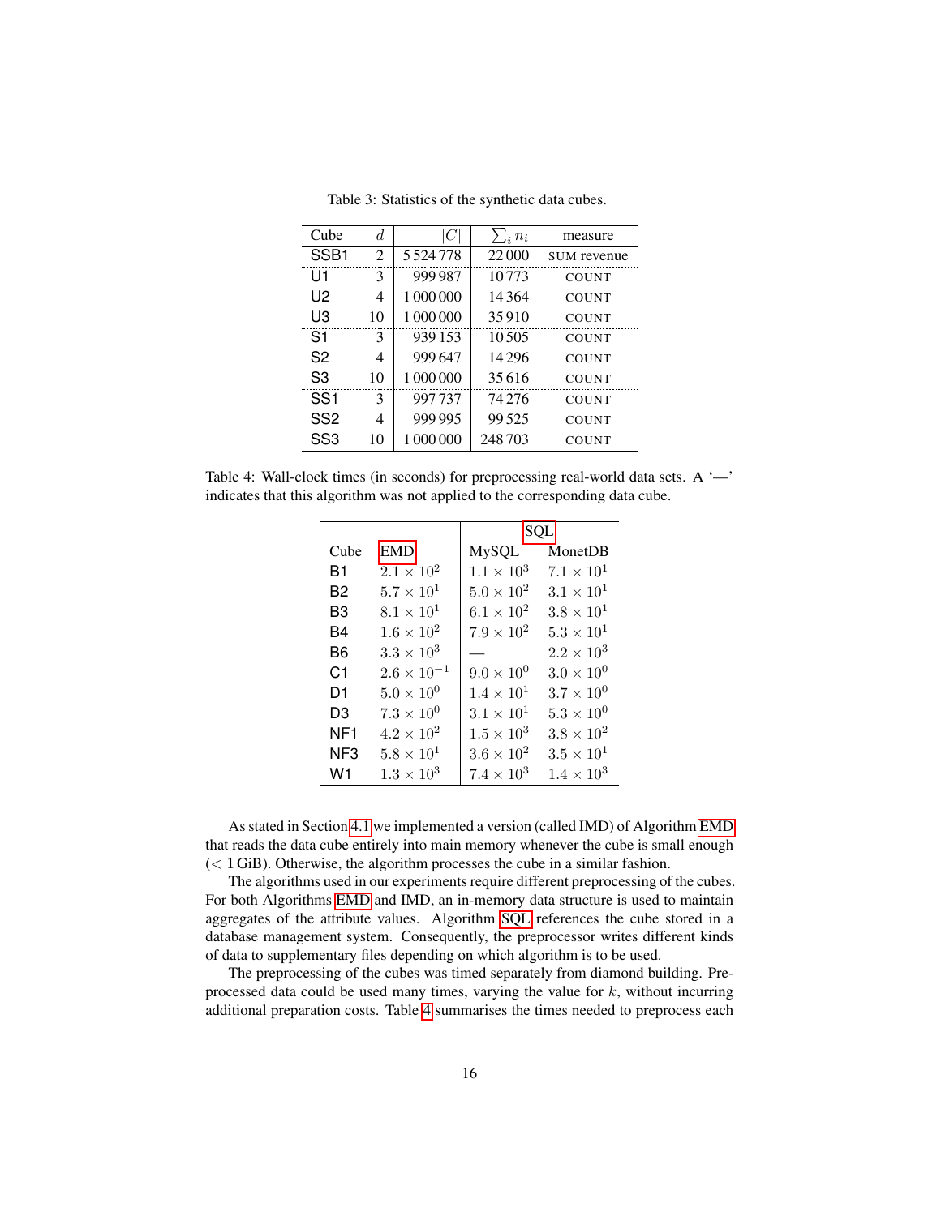Table 3: Statistics of the synthetic data cubes.

| Cube | $d$ | $\|C\|$ | $\sum_i n_i$ | measure |
|---|---|---|---|---|
| SSB1 | 2 | 5 524 778 | 22 000 | SUM revenue |
| U1 | 3 | 999 987 | 10 773 | COUNT |
| U2 | 4 | 1 000 000 | 14 364 | COUNT |
| U3 | 10 | 1 000 000 | 35 910 | COUNT |
| S1 | 3 | 939 153 | 10 505 | COUNT |
| S2 | 4 | 999 647 | 14 296 | COUNT |
| S3 | 10 | 1 000 000 | 35 616 | COUNT |
| SS1 | 3 | 997 737 | 74 276 | COUNT |
| SS2 | 4 | 999 995 | 99 525 | COUNT |
| SS3 | 10 | 1 000 000 | 248 703 | COUNT |

Table 4: Wall-clock times (in seconds) for preprocessing real-world data sets. A '—' indicates that this algorithm was not applied to the corresponding data cube.

| | | SQL | |
|---|---|---|---|
| Cube | EMD | MySQL | MonetDB |
| B1 | $2.1 \times 10^2$ | $1.1 \times 10^3$ | $7.1 \times 10^1$ |
| B2 | $5.7 \times 10^1$ | $5.0 \times 10^2$ | $3.1 \times 10^1$ |
| B3 | $8.1 \times 10^1$ | $6.1 \times 10^2$ | $3.8 \times 10^1$ |
| B4 | $1.6 \times 10^2$ | $7.9 \times 10^2$ | $5.3 \times 10^1$ |
| B6 | $3.3 \times 10^3$ | — | $2.2 \times 10^3$ |
| C1 | $2.6 \times 10^{-1}$ | $9.0 \times 10^0$ | $3.0 \times 10^0$ |
| D1 | $5.0 \times 10^0$ | $1.4 \times 10^1$ | $3.7 \times 10^0$ |
| D3 | $7.3 \times 10^0$ | $3.1 \times 10^1$ | $5.3 \times 10^0$ |
| NF1 | $4.2 \times 10^2$ | $1.5 \times 10^3$ | $3.8 \times 10^2$ |
| NF3 | $5.8 \times 10^1$ | $3.6 \times 10^2$ | $3.5 \times 10^1$ |
| W1 | $1.3 \times 10^3$ | $7.4 \times 10^3$ | $1.4 \times 10^3$ |

As stated in Section 4.1 we implemented a version (called IMD) of Algorithm EMD that reads the data cube entirely into main memory whenever the cube is small enough (< 1 GiB). Otherwise, the algorithm processes the cube in a similar fashion.

The algorithms used in our experiments require different preprocessing of the cubes. For both Algorithms EMD and IMD, an in-memory data structure is used to maintain aggregates of the attribute values. Algorithm SQL references the cube stored in a database management system. Consequently, the preprocessor writes different kinds of data to supplementary files depending on which algorithm is to be used.

The preprocessing of the cubes was timed separately from diamond building. Preprocessed data could be used many times, varying the value for $k$, without incurring additional preparation costs. Table 4 summarises the times needed to preprocess each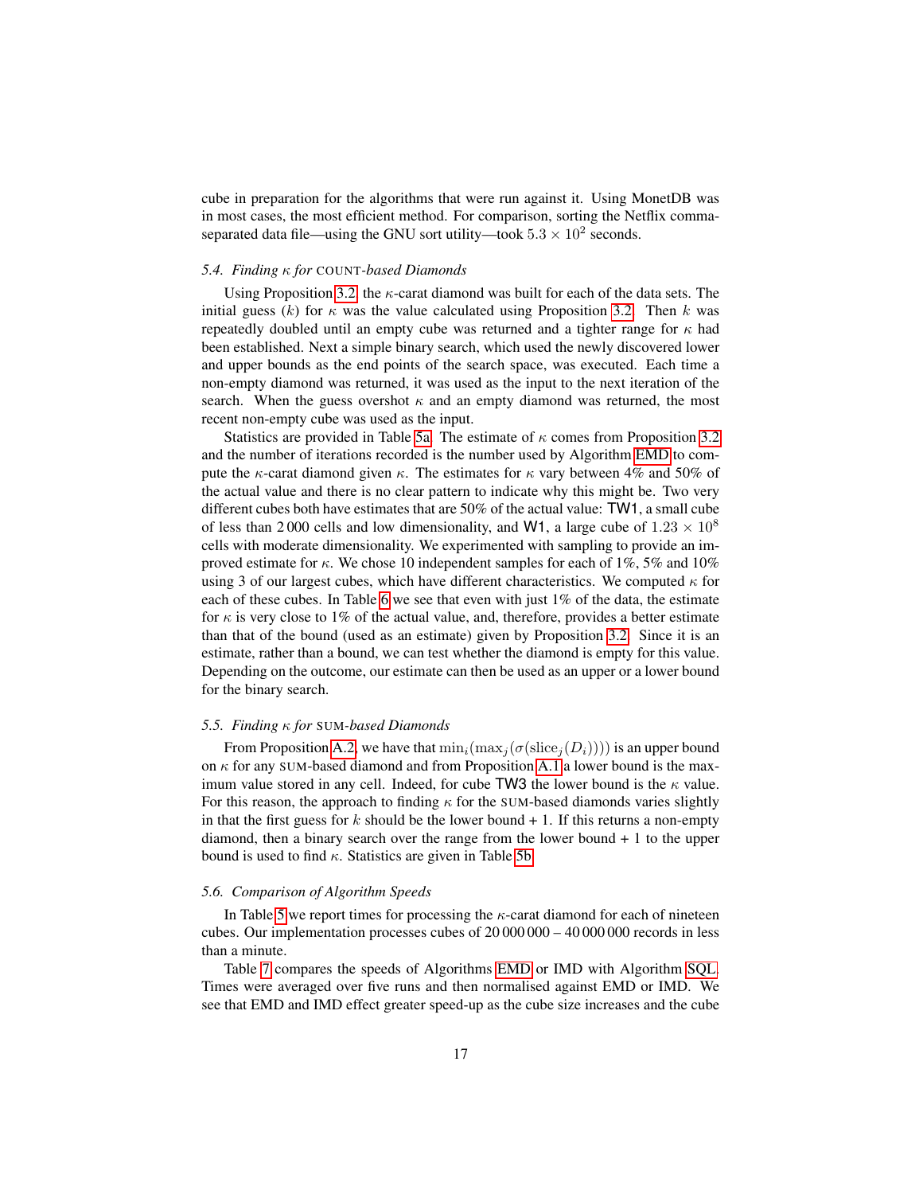cube in preparation for the algorithms that were run against it. Using MonetDB was in most cases, the most efficient method. For comparison, sorting the Netflix comma-separated data file—using the GNU sort utility—took $5.3 \times 10^2$ seconds.

### 5.4. Finding $\kappa$ for COUNT-based Diamonds

Using Proposition 3.2, the $\kappa$-carat diamond was built for each of the data sets. The initial guess ($k$) for $\kappa$ was the value calculated using Proposition 3.2. Then $k$ was repeatedly doubled until an empty cube was returned and a tighter range for $\kappa$ had been established. Next a simple binary search, which used the newly discovered lower and upper bounds as the end points of the search space, was executed. Each time a non-empty diamond was returned, it was used as the input to the next iteration of the search. When the guess overshot $\kappa$ and an empty diamond was returned, the most recent non-empty cube was used as the input.

Statistics are provided in Table 5a. The estimate of $\kappa$ comes from Proposition 3.2 and the number of iterations recorded is the number used by Algorithm EMD to compute the $\kappa$-carat diamond given $\kappa$. The estimates for $\kappa$ vary between 4% and 50% of the actual value and there is no clear pattern to indicate why this might be. Two very different cubes both have estimates that are 50% of the actual value: TW1, a small cube of less than 2 000 cells and low dimensionality, and W1, a large cube of $1.23 \times 10^8$ cells with moderate dimensionality. We experimented with sampling to provide an improved estimate for $\kappa$. We chose 10 independent samples for each of 1%, 5% and 10% using 3 of our largest cubes, which have different characteristics. We computed $\kappa$ for each of these cubes. In Table 6 we see that even with just 1% of the data, the estimate for $\kappa$ is very close to 1% of the actual value, and, therefore, provides a better estimate than that of the bound (used as an estimate) given by Proposition 3.2. Since it is an estimate, rather than a bound, we can test whether the diamond is empty for this value. Depending on the outcome, our estimate can then be used as an upper or a lower bound for the binary search.

### 5.5. Finding $\kappa$ for SUM-based Diamonds

From Proposition A.2, we have that $\min_i(\max_j(\sigma(\text{slice}_j(D_i))))$ is an upper bound on $\kappa$ for any SUM-based diamond and from Proposition A.1 a lower bound is the maximum value stored in any cell. Indeed, for cube TW3 the lower bound is the $\kappa$ value. For this reason, the approach to finding $\kappa$ for the SUM-based diamonds varies slightly in that the first guess for $k$ should be the lower bound + 1. If this returns a non-empty diamond, then a binary search over the range from the lower bound + 1 to the upper bound is used to find $\kappa$. Statistics are given in Table 5b.

### 5.6. Comparison of Algorithm Speeds

In Table 5 we report times for processing the $\kappa$-carat diamond for each of nineteen cubes. Our implementation processes cubes of 20 000 000 – 40 000 000 records in less than a minute.

Table 7 compares the speeds of Algorithms EMD or IMD with Algorithm SQL. Times were averaged over five runs and then normalised against EMD or IMD. We see that EMD and IMD effect greater speed-up as the cube size increases and the cube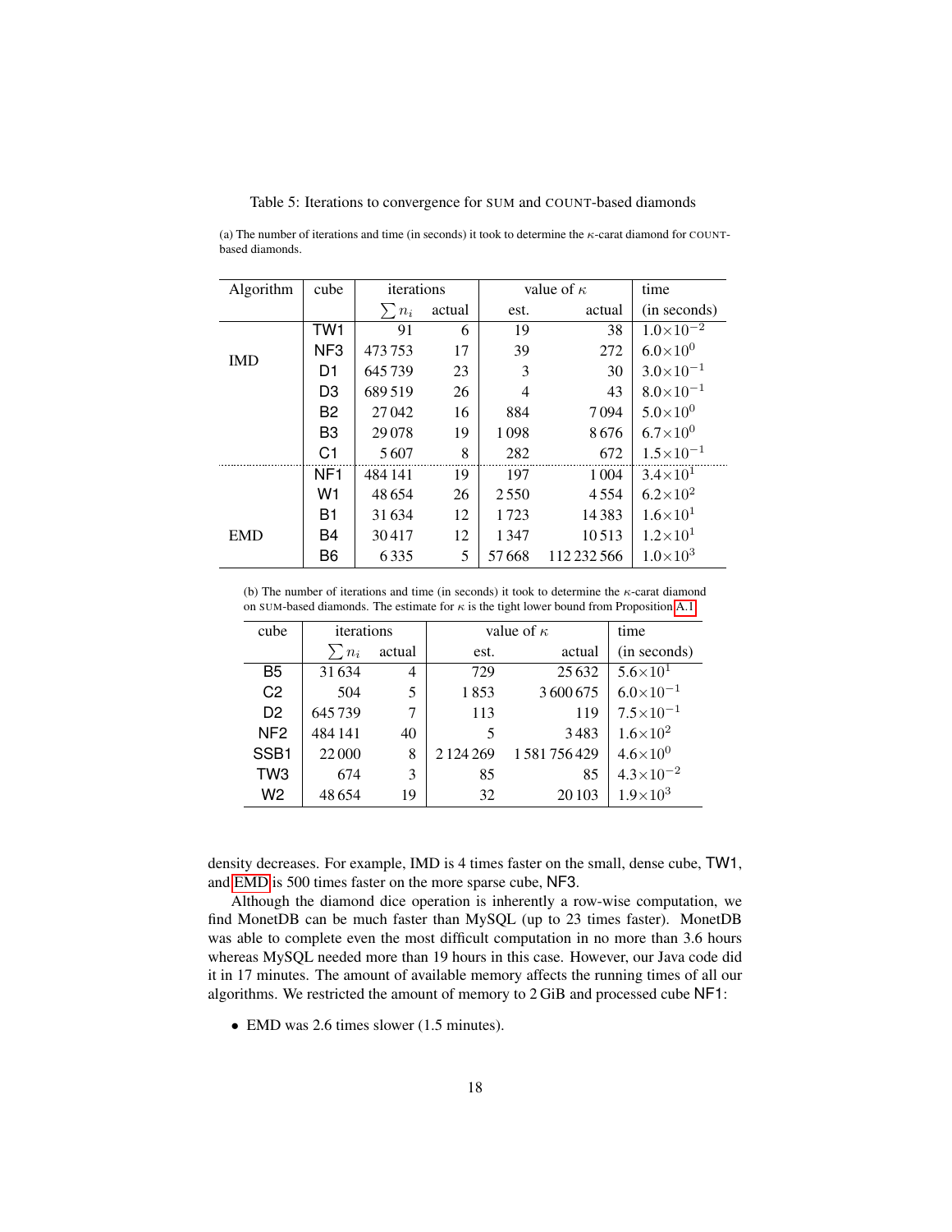Table 5: Iterations to convergence for SUM and COUNT-based diamonds

(a) The number of iterations and time (in seconds) it took to determine the $\kappa$-carat diamond for COUNT-based diamonds.

| Algorithm | cube | iterations | | value of $\kappa$ | | time |
|---|---|---|---|---|---|---|
| | | $\sum n_i$ | actual | est. | actual | (in seconds) |
| IMD | TW1 | 91 | 6 | 19 | 38 | $1.0\times10^{-2}$ |
| | NF3 | 473 753 | 17 | 39 | 272 | $6.0\times10^{0}$ |
| | D1 | 645 739 | 23 | 3 | 30 | $3.0\times10^{-1}$ |
| | D3 | 689 519 | 26 | 4 | 43 | $8.0\times10^{-1}$ |
| | B2 | 27 042 | 16 | 884 | 7 094 | $5.0\times10^{0}$ |
| | B3 | 29 078 | 19 | 1 098 | 8 676 | $6.7\times10^{0}$ |
| | C1 | 5 607 | 8 | 282 | 672 | $1.5\times10^{-1}$ |
| EMD | NF1 | 484 141 | 19 | 197 | 1 004 | $3.4\times10^{1}$ |
| | W1 | 48 654 | 26 | 2 550 | 4 554 | $6.2\times10^{2}$ |
| | B1 | 31 634 | 12 | 1 723 | 14 383 | $1.6\times10^{1}$ |
| | B4 | 30 417 | 12 | 1 347 | 10 513 | $1.2\times10^{1}$ |
| | B6 | 6 335 | 5 | 57 668 | 112 232 566 | $1.0\times10^{3}$ |

(b) The number of iterations and time (in seconds) it took to determine the $\kappa$-carat diamond on SUM-based diamonds. The estimate for $\kappa$ is the tight lower bound from Proposition A.1.

| cube | iterations | | value of $\kappa$ | | time |
|---|---|---|---|---|---|
| | $\sum n_i$ | actual | est. | actual | (in seconds) |
| B5 | 31 634 | 4 | 729 | 25 632 | $5.6\times10^{1}$ |
| C2 | 504 | 5 | 1 853 | 3 600 675 | $6.0\times10^{-1}$ |
| D2 | 645 739 | 7 | 113 | 119 | $7.5\times10^{-1}$ |
| NF2 | 484 141 | 40 | 5 | 3 483 | $1.6\times10^{2}$ |
| SSB1 | 22 000 | 8 | 2 124 269 | 1 581 756 429 | $4.6\times10^{0}$ |
| TW3 | 674 | 3 | 85 | 85 | $4.3\times10^{-2}$ |
| W2 | 48 654 | 19 | 32 | 20 103 | $1.9\times10^{3}$ |

density decreases. For example, IMD is 4 times faster on the small, dense cube, TW1, and EMD is 500 times faster on the more sparse cube, NF3.

Although the diamond dice operation is inherently a row-wise computation, we find MonetDB can be much faster than MySQL (up to 23 times faster). MonetDB was able to complete even the most difficult computation in no more than 3.6 hours whereas MySQL needed more than 19 hours in this case. However, our Java code did it in 17 minutes. The amount of available memory affects the running times of all our algorithms. We restricted the amount of memory to 2 GiB and processed cube NF1:

- EMD was 2.6 times slower (1.5 minutes).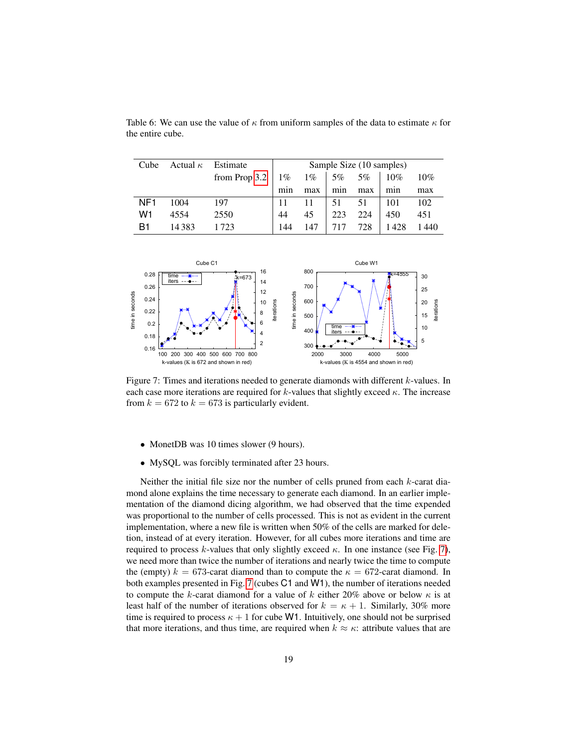Table 6: We can use the value of $\kappa$ from uniform samples of the data to estimate $\kappa$ for the entire cube.

| Cube | Actual $\kappa$ | Estimate from Prop 3.2 | Sample Size (10 samples) | | | | | |
|---|---|---|---|---|---|---|---|---|
| | | | 1% min | 1% max | 5% min | 5% max | 10% min | 10% max |
| NF1 | 1004 | 197 | 11 | 11 | 51 | 51 | 101 | 102 |
| W1 | 4554 | 2550 | 44 | 45 | 223 | 224 | 450 | 451 |
| B1 | 14 383 | 1 723 | 144 | 147 | 717 | 728 | 1 428 | 1 440 |

Figure 7: Times and iterations needed to generate diamonds with different $k$-values. In each case more iterations are required for $k$-values that slightly exceed $\kappa$. The increase from $k = 672$ to $k = 673$ is particularly evident.

- MonetDB was 10 times slower (9 hours).
- MySQL was forcibly terminated after 23 hours.

Neither the initial file size nor the number of cells pruned from each $k$-carat diamond alone explains the time necessary to generate each diamond. In an earlier implementation of the diamond dicing algorithm, we had observed that the time expended was proportional to the number of cells processed. This is not as evident in the current implementation, where a new file is written when 50% of the cells are marked for deletion, instead of at every iteration. However, for all cubes more iterations and time are required to process $k$-values that only slightly exceed $\kappa$. In one instance (see Fig. 7), we need more than twice the number of iterations and nearly twice the time to compute the (empty) $k = 673$-carat diamond than to compute the $\kappa = 672$-carat diamond. In both examples presented in Fig. 7 (cubes C1 and W1), the number of iterations needed to compute the $k$-carat diamond for a value of $k$ either 20% above or below $\kappa$ is at least half of the number of iterations observed for $k = \kappa + 1$. Similarly, 30% more time is required to process $\kappa + 1$ for cube W1. Intuitively, one should not be surprised that more iterations, and thus time, are required when $k \approx \kappa$: attribute values that are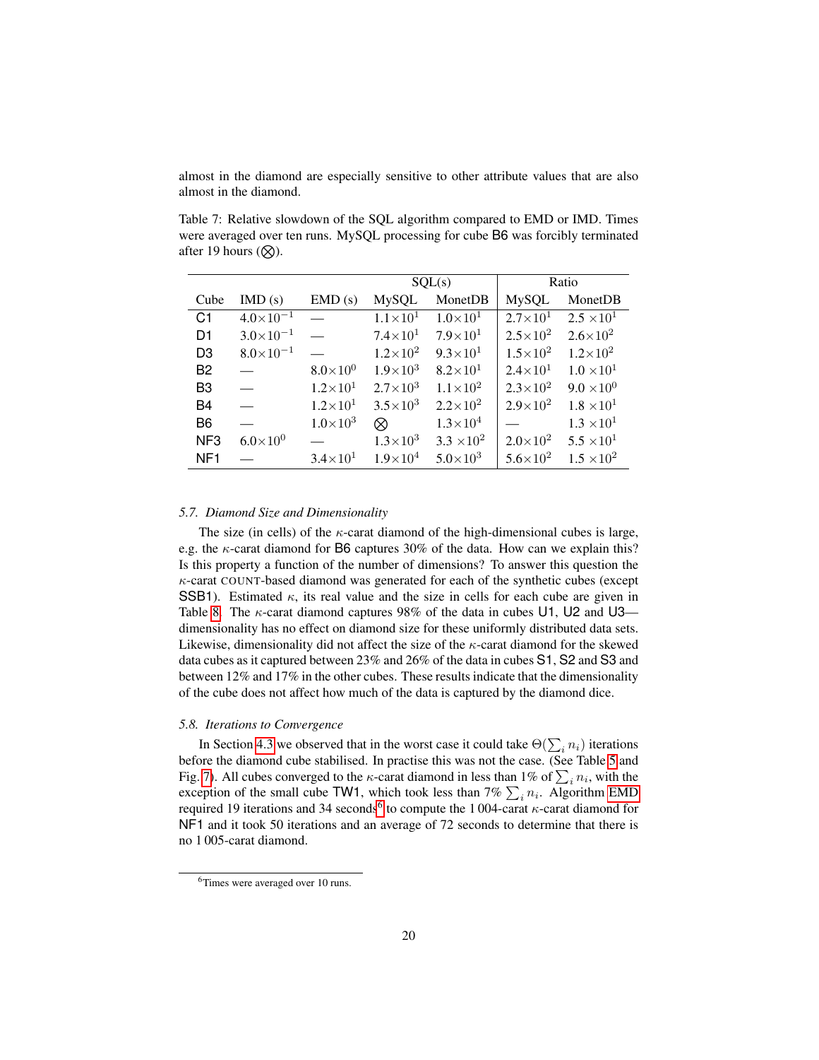almost in the diamond are especially sensitive to other attribute values that are also almost in the diamond.

Table 7: Relative slowdown of the SQL algorithm compared to EMD or IMD. Times were averaged over ten runs. MySQL processing for cube B6 was forcibly terminated after 19 hours (⨂).

| | | | SQL(s) | | Ratio | |
|---|---|---|---|---|---|---|
| Cube | IMD (s) | EMD (s) | MySQL | MonetDB | MySQL | MonetDB |
| C1 | $4.0\times10^{-1}$ | — | $1.1\times10^{1}$ | $1.0\times10^{1}$ | $2.7\times10^{1}$ | $2.5\times10^{1}$ |
| D1 | $3.0\times10^{-1}$ | — | $7.4\times10^{1}$ | $7.9\times10^{1}$ | $2.5\times10^{2}$ | $2.6\times10^{2}$ |
| D3 | $8.0\times10^{-1}$ | — | $1.2\times10^{2}$ | $9.3\times10^{1}$ | $1.5\times10^{2}$ | $1.2\times10^{2}$ |
| B2 | — | $8.0\times10^{0}$ | $1.9\times10^{3}$ | $8.2\times10^{1}$ | $2.4\times10^{1}$ | $1.0\times10^{1}$ |
| B3 | — | $1.2\times10^{1}$ | $2.7\times10^{3}$ | $1.1\times10^{2}$ | $2.3\times10^{2}$ | $9.0\times10^{0}$ |
| B4 | — | $1.2\times10^{1}$ | $3.5\times10^{3}$ | $2.2\times10^{2}$ | $2.9\times10^{2}$ | $1.8\times10^{1}$ |
| B6 | — | $1.0\times10^{3}$ | ⨂ | $1.3\times10^{4}$ | — | $1.3\times10^{1}$ |
| NF3 | $6.0\times10^{0}$ | — | $1.3\times10^{3}$ | $3.3\times10^{2}$ | $2.0\times10^{2}$ | $5.5\times10^{1}$ |
| NF1 | — | $3.4\times10^{1}$ | $1.9\times10^{4}$ | $5.0\times10^{3}$ | $5.6\times10^{2}$ | $1.5\times10^{2}$ |

### 5.7. Diamond Size and Dimensionality

The size (in cells) of the $\kappa$-carat diamond of the high-dimensional cubes is large, e.g. the $\kappa$-carat diamond for B6 captures 30% of the data. How can we explain this? Is this property a function of the number of dimensions? To answer this question the $\kappa$-carat COUNT-based diamond was generated for each of the synthetic cubes (except SSB1). Estimated $\kappa$, its real value and the size in cells for each cube are given in Table 8. The $\kappa$-carat diamond captures 98% of the data in cubes U1, U2 and U3—dimensionality has no effect on diamond size for these uniformly distributed data sets. Likewise, dimensionality did not affect the size of the $\kappa$-carat diamond for the skewed data cubes as it captured between 23% and 26% of the data in cubes S1, S2 and S3 and between 12% and 17% in the other cubes. These results indicate that the dimensionality of the cube does not affect how much of the data is captured by the diamond dice.

### 5.8. Iterations to Convergence

In Section 4.3 we observed that in the worst case it could take $\Theta(\sum_i n_i)$ iterations before the diamond cube stabilised. In practise this was not the case. (See Table 5 and Fig. 7). All cubes converged to the $\kappa$-carat diamond in less than 1% of $\sum_i n_i$, with the exception of the small cube TW1, which took less than 7% $\sum_i n_i$. Algorithm EMD required 19 iterations and 34 seconds[6] to compute the 1 004-carat $\kappa$-carat diamond for NF1 and it took 50 iterations and an average of 72 seconds to determine that there is no 1 005-carat diamond.

[6]Times were averaged over 10 runs.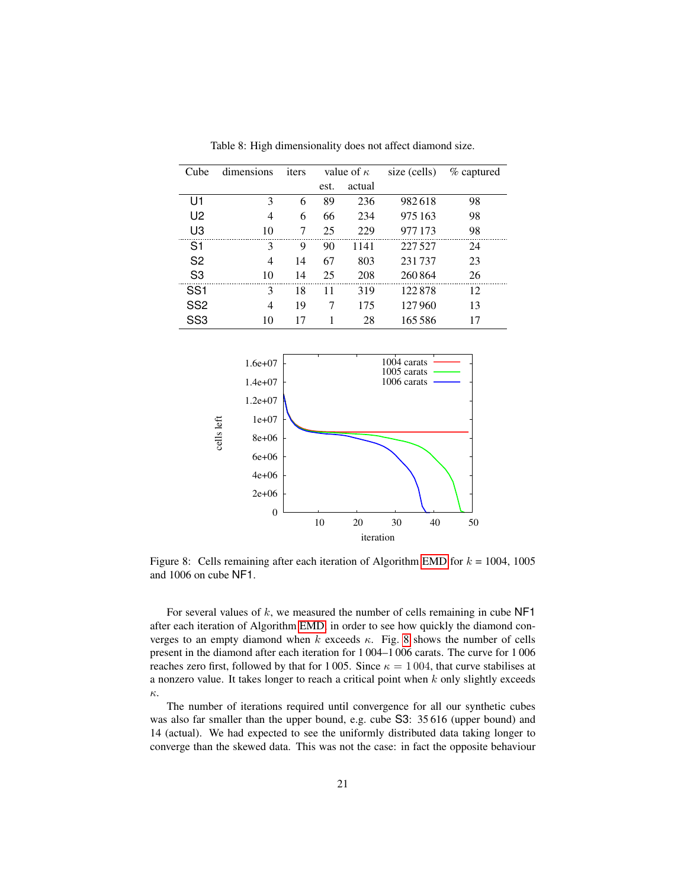Table 8: High dimensionality does not affect diamond size.

| Cube | dimensions | iters | value of $\kappa$ | | size (cells) | % captured |
|---|---|---|---|---|---|---|
| | | | est. | actual | | |
| U1 | 3 | 6 | 89 | 236 | 982 618 | 98 |
| U2 | 4 | 6 | 66 | 234 | 975 163 | 98 |
| U3 | 10 | 7 | 25 | 229 | 977 173 | 98 |
| S1 | 3 | 9 | 90 | 1141 | 227 527 | 24 |
| S2 | 4 | 14 | 67 | 803 | 231 737 | 23 |
| S3 | 10 | 14 | 25 | 208 | 260 864 | 26 |
| SS1 | 3 | 18 | 11 | 319 | 122 878 | 12 |
| SS2 | 4 | 19 | 7 | 175 | 127 960 | 13 |
| SS3 | 10 | 17 | 1 | 28 | 165 586 | 17 |

Figure 8: Cells remaining after each iteration of Algorithm EMD for $k$ = 1004, 1005 and 1006 on cube NF1.

For several values of $k$, we measured the number of cells remaining in cube NF1 after each iteration of Algorithm EMD in order to see how quickly the diamond converges to an empty diamond when $k$ exceeds $\kappa$. Fig. 8 shows the number of cells present in the diamond after each iteration for 1 004–1 006 carats. The curve for 1 006 reaches zero first, followed by that for 1 005. Since $\kappa = 1\,004$, that curve stabilises at a nonzero value. It takes longer to reach a critical point when $k$ only slightly exceeds $\kappa$.

The number of iterations required until convergence for all our synthetic cubes was also far smaller than the upper bound, e.g. cube S3: 35 616 (upper bound) and 14 (actual). We had expected to see the uniformly distributed data taking longer to converge than the skewed data. This was not the case: in fact the opposite behaviour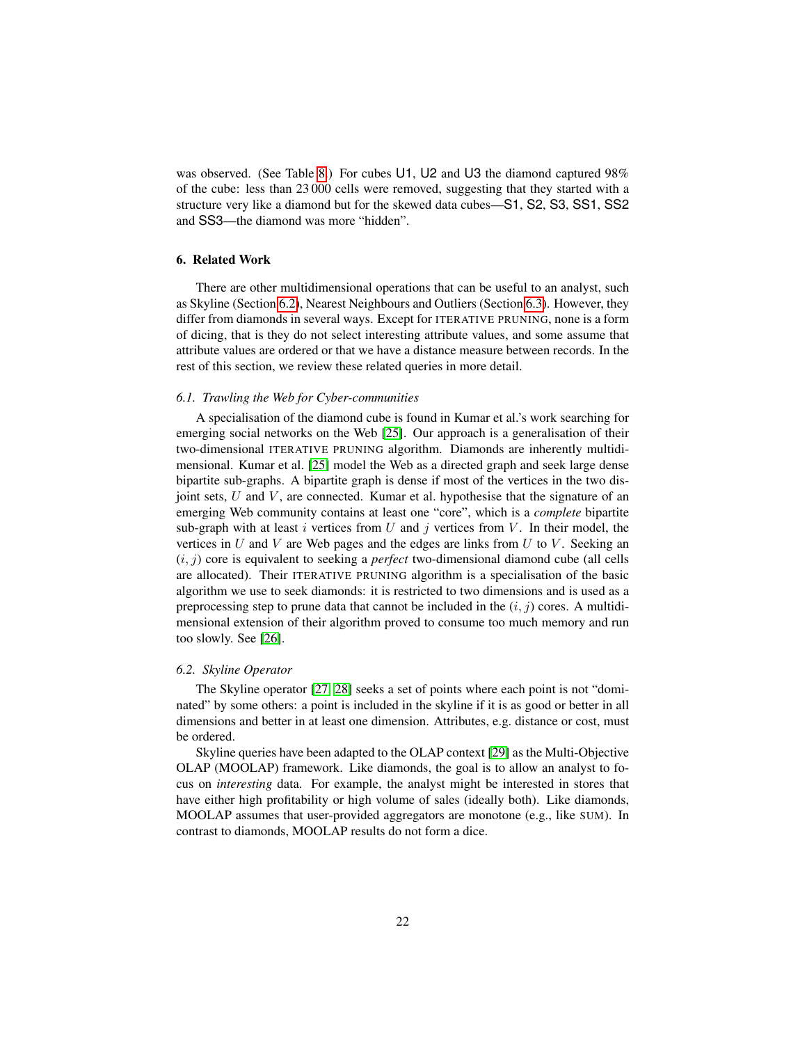was observed. (See Table 8.) For cubes U1, U2 and U3 the diamond captured 98% of the cube: less than 23 000 cells were removed, suggesting that they started with a structure very like a diamond but for the skewed data cubes—S1, S2, S3, SS1, SS2 and SS3—the diamond was more "hidden".

## 6. Related Work

There are other multidimensional operations that can be useful to an analyst, such as Skyline (Section 6.2), Nearest Neighbours and Outliers (Section 6.3). However, they differ from diamonds in several ways. Except for ITERATIVE PRUNING, none is a form of dicing, that is they do not select interesting attribute values, and some assume that attribute values are ordered or that we have a distance measure between records. In the rest of this section, we review these related queries in more detail.

### 6.1. Trawling the Web for Cyber-communities

A specialisation of the diamond cube is found in Kumar et al.'s work searching for emerging social networks on the Web [25]. Our approach is a generalisation of their two-dimensional ITERATIVE PRUNING algorithm. Diamonds are inherently multidimensional. Kumar et al. [25] model the Web as a directed graph and seek large dense bipartite sub-graphs. A bipartite graph is dense if most of the vertices in the two disjoint sets, $U$ and $V$, are connected. Kumar et al. hypothesise that the signature of an emerging Web community contains at least one "core", which is a *complete* bipartite sub-graph with at least $i$ vertices from $U$ and $j$ vertices from $V$. In their model, the vertices in $U$ and $V$ are Web pages and the edges are links from $U$ to $V$. Seeking an $(i, j)$ core is equivalent to seeking a *perfect* two-dimensional diamond cube (all cells are allocated). Their ITERATIVE PRUNING algorithm is a specialisation of the basic algorithm we use to seek diamonds: it is restricted to two dimensions and is used as a preprocessing step to prune data that cannot be included in the $(i, j)$ cores. A multidimensional extension of their algorithm proved to consume too much memory and run too slowly. See [26].

### 6.2. Skyline Operator

The Skyline operator [27, 28] seeks a set of points where each point is not "dominated" by some others: a point is included in the skyline if it is as good or better in all dimensions and better in at least one dimension. Attributes, e.g. distance or cost, must be ordered.

Skyline queries have been adapted to the OLAP context [29] as the Multi-Objective OLAP (MOOLAP) framework. Like diamonds, the goal is to allow an analyst to focus on *interesting* data. For example, the analyst might be interested in stores that have either high profitability or high volume of sales (ideally both). Like diamonds, MOOLAP assumes that user-provided aggregators are monotone (e.g., like SUM). In contrast to diamonds, MOOLAP results do not form a dice.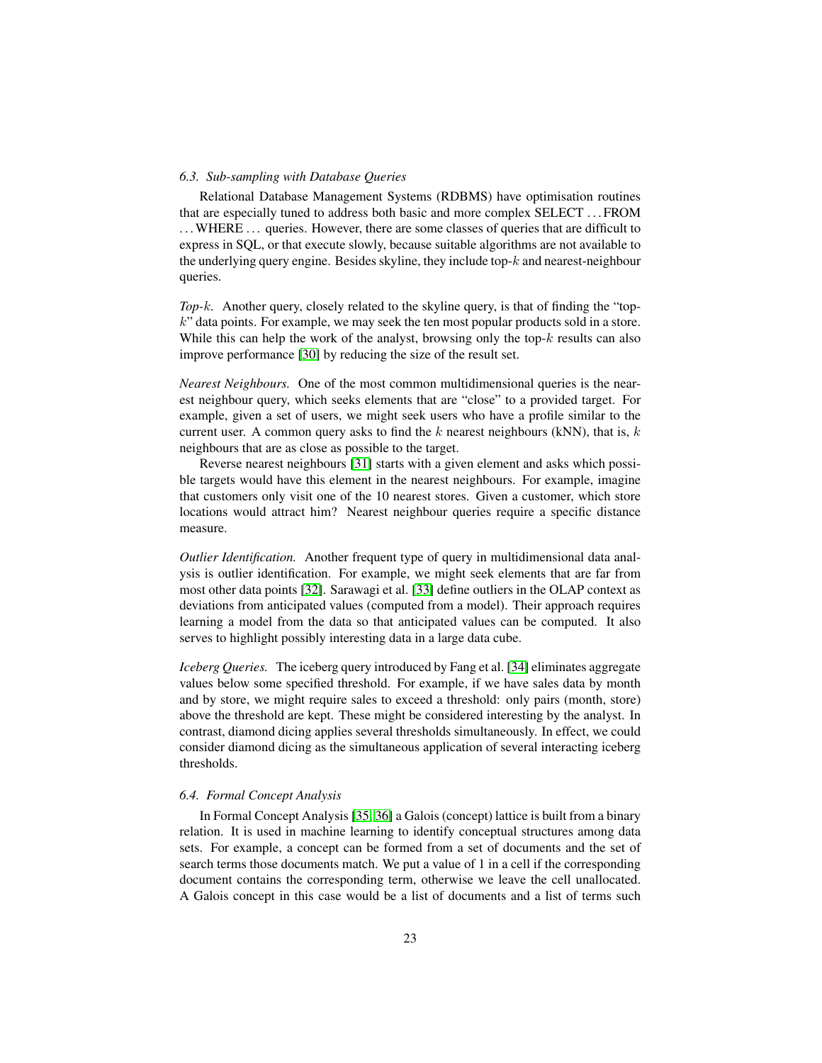### 6.3. Sub-sampling with Database Queries

Relational Database Management Systems (RDBMS) have optimisation routines that are especially tuned to address both basic and more complex SELECT . . . FROM . . . WHERE . . . queries. However, there are some classes of queries that are difficult to express in SQL, or that execute slowly, because suitable algorithms are not available to the underlying query engine. Besides skyline, they include top-$k$ and nearest-neighbour queries.

*Top-$k$.* Another query, closely related to the skyline query, is that of finding the "top-$k$" data points. For example, we may seek the ten most popular products sold in a store. While this can help the work of the analyst, browsing only the top-$k$ results can also improve performance [30] by reducing the size of the result set.

*Nearest Neighbours.* One of the most common multidimensional queries is the nearest neighbour query, which seeks elements that are "close" to a provided target. For example, given a set of users, we might seek users who have a profile similar to the current user. A common query asks to find the $k$ nearest neighbours (kNN), that is, $k$ neighbours that are as close as possible to the target.

Reverse nearest neighbours [31] starts with a given element and asks which possible targets would have this element in the nearest neighbours. For example, imagine that customers only visit one of the 10 nearest stores. Given a customer, which store locations would attract him? Nearest neighbour queries require a specific distance measure.

*Outlier Identification.* Another frequent type of query in multidimensional data analysis is outlier identification. For example, we might seek elements that are far from most other data points [32]. Sarawagi et al. [33] define outliers in the OLAP context as deviations from anticipated values (computed from a model). Their approach requires learning a model from the data so that anticipated values can be computed. It also serves to highlight possibly interesting data in a large data cube.

*Iceberg Queries.* The iceberg query introduced by Fang et al. [34] eliminates aggregate values below some specified threshold. For example, if we have sales data by month and by store, we might require sales to exceed a threshold: only pairs (month, store) above the threshold are kept. These might be considered interesting by the analyst. In contrast, diamond dicing applies several thresholds simultaneously. In effect, we could consider diamond dicing as the simultaneous application of several interacting iceberg thresholds.

### 6.4. Formal Concept Analysis

In Formal Concept Analysis [35, 36] a Galois (concept) lattice is built from a binary relation. It is used in machine learning to identify conceptual structures among data sets. For example, a concept can be formed from a set of documents and the set of search terms those documents match. We put a value of 1 in a cell if the corresponding document contains the corresponding term, otherwise we leave the cell unallocated. A Galois concept in this case would be a list of documents and a list of terms such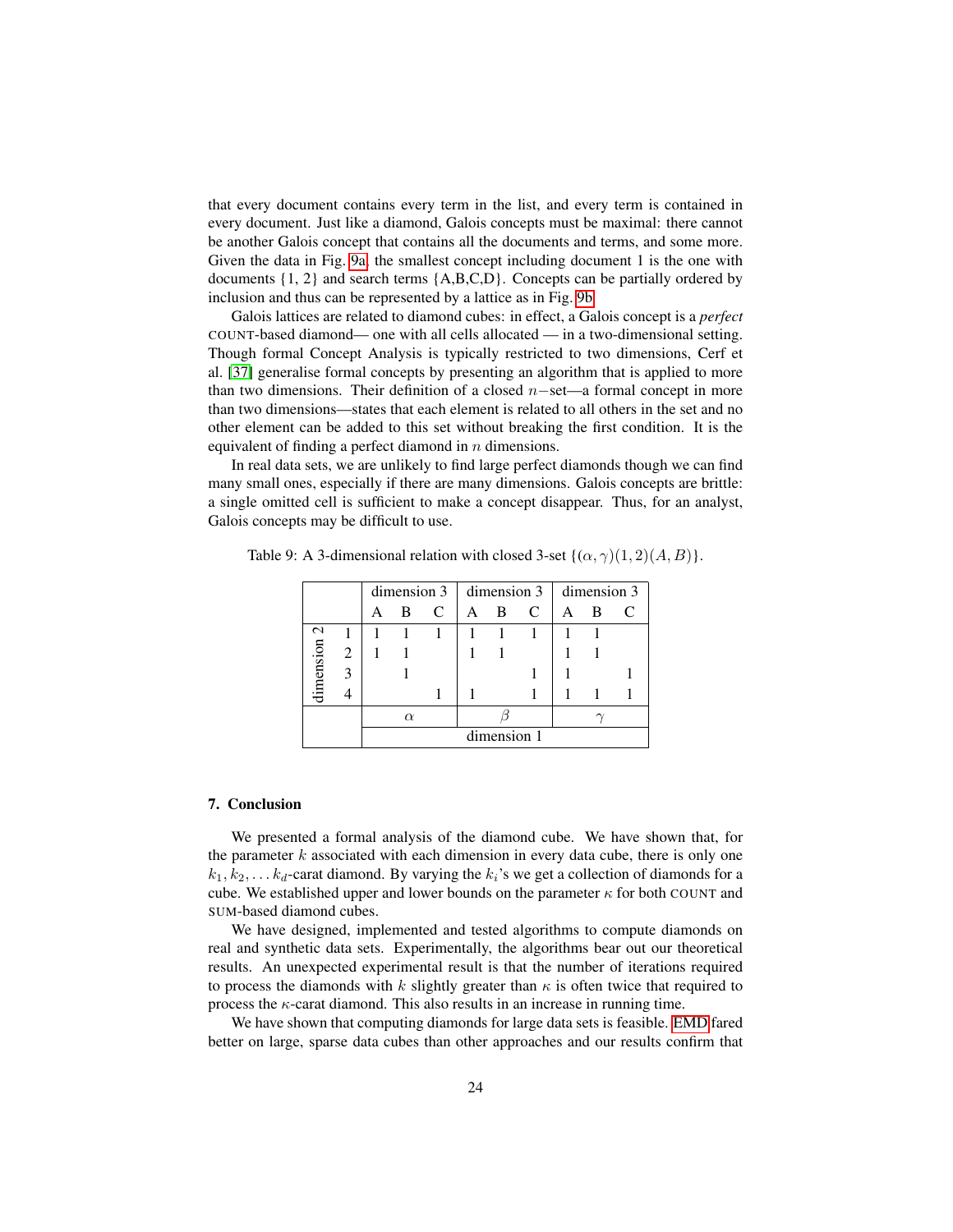that every document contains every term in the list, and every term is contained in every document. Just like a diamond, Galois concepts must be maximal: there cannot be another Galois concept that contains all the documents and terms, and some more. Given the data in Fig. 9a, the smallest concept including document 1 is the one with documents {1, 2} and search terms {A,B,C,D}. Concepts can be partially ordered by inclusion and thus can be represented by a lattice as in Fig. 9b.

Galois lattices are related to diamond cubes: in effect, a Galois concept is a *perfect* COUNT-based diamond— one with all cells allocated — in a two-dimensional setting. Though formal Concept Analysis is typically restricted to two dimensions, Cerf et al. [37] generalise formal concepts by presenting an algorithm that is applied to more than two dimensions. Their definition of a closed $n-$set—a formal concept in more than two dimensions—states that each element is related to all others in the set and no other element can be added to this set without breaking the first condition. It is the equivalent of finding a perfect diamond in $n$ dimensions.

In real data sets, we are unlikely to find large perfect diamonds though we can find many small ones, especially if there are many dimensions. Galois concepts are brittle: a single omitted cell is sufficient to make a concept disappear. Thus, for an analyst, Galois concepts may be difficult to use.

Table 9: A 3-dimensional relation with closed 3-set $\{(\alpha, \gamma)(1, 2)(A, B)\}$.

| | | dimension 3 | | | dimension 3 | | | dimension 3 | | |
|---|---|---|---|---|---|---|---|---|---|---|
| | | A | B | C | A | B | C | A | B | C |
| dimension 2 | 1 | 1 | 1 | 1 | 1 | 1 | 1 | 1 | 1 | |
| | 2 | 1 | 1 | | 1 | 1 | | 1 | 1 | |
| | 3 | | 1 | | | | 1 | 1 | | 1 |
| | 4 | | | 1 | 1 | | 1 | 1 | 1 | 1 |
| | | $\alpha$ | | | $\beta$ | | | $\gamma$ | | |
| | | dimension 1 | | | | | | | | |

## 7. Conclusion

We presented a formal analysis of the diamond cube. We have shown that, for the parameter $k$ associated with each dimension in every data cube, there is only one $k_1, k_2, \ldots k_d$-carat diamond. By varying the $k_i$'s we get a collection of diamonds for a cube. We established upper and lower bounds on the parameter $\kappa$ for both COUNT and SUM-based diamond cubes.

We have designed, implemented and tested algorithms to compute diamonds on real and synthetic data sets. Experimentally, the algorithms bear out our theoretical results. An unexpected experimental result is that the number of iterations required to process the diamonds with $k$ slightly greater than $\kappa$ is often twice that required to process the $\kappa$-carat diamond. This also results in an increase in running time.

We have shown that computing diamonds for large data sets is feasible. EMD fared better on large, sparse data cubes than other approaches and our results confirm that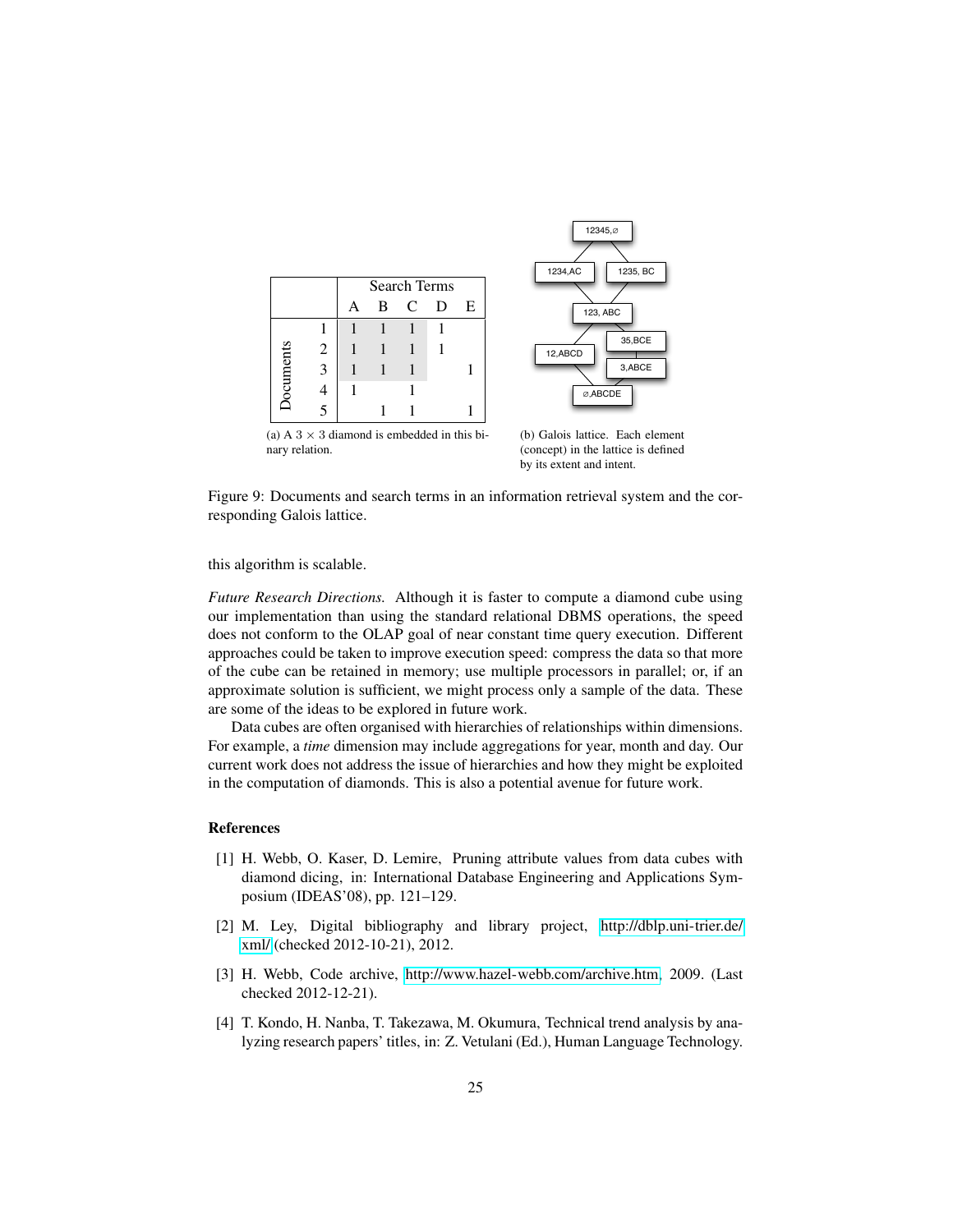|  |  | Search Terms |  |  |  |  |
|---|---|---|---|---|---|---|
|  |  | A | B | C | D | E |
| Documents | 1 | 1 | 1 | 1 | 1 |  |
|  | 2 | 1 | 1 | 1 | 1 |  |
|  | 3 | 1 | 1 | 1 |  | 1 |
|  | 4 | 1 |  | 1 |  |  |
|  | 5 |  | 1 | 1 |  | 1 |

(a) A $3 \times 3$ diamond is embedded in this binary relation.

(b) Galois lattice. Each element (concept) in the lattice is defined by its extent and intent.

Figure 9: Documents and search terms in an information retrieval system and the corresponding Galois lattice.

this algorithm is scalable.

*Future Research Directions.* Although it is faster to compute a diamond cube using our implementation than using the standard relational DBMS operations, the speed does not conform to the OLAP goal of near constant time query execution. Different approaches could be taken to improve execution speed: compress the data so that more of the cube can be retained in memory; use multiple processors in parallel; or, if an approximate solution is sufficient, we might process only a sample of the data. These are some of the ideas to be explored in future work.

Data cubes are often organised with hierarchies of relationships within dimensions. For example, a *time* dimension may include aggregations for year, month and day. Our current work does not address the issue of hierarchies and how they might be exploited in the computation of diamonds. This is also a potential avenue for future work.

## References

[1] H. Webb, O. Kaser, D. Lemire, Pruning attribute values from data cubes with diamond dicing, in: International Database Engineering and Applications Symposium (IDEAS'08), pp. 121–129.

[2] M. Ley, Digital bibliography and library project, http://dblp.uni-trier.de/xml/ (checked 2012-10-21), 2012.

[3] H. Webb, Code archive, http://www.hazel-webb.com/archive.htm, 2009. (Last checked 2012-12-21).

[4] T. Kondo, H. Nanba, T. Takezawa, M. Okumura, Technical trend analysis by analyzing research papers' titles, in: Z. Vetulani (Ed.), Human Language Technology.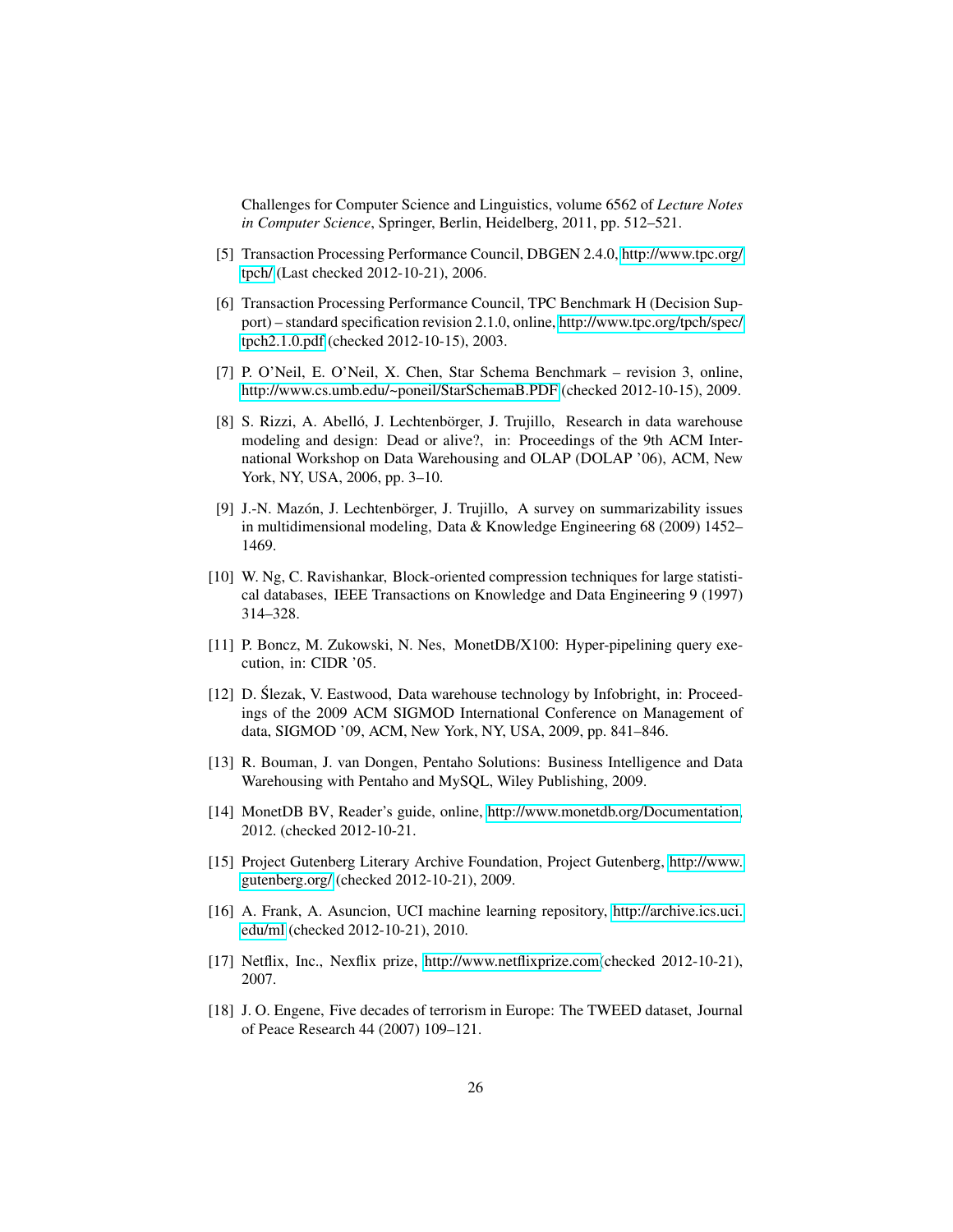Challenges for Computer Science and Linguistics, volume 6562 of *Lecture Notes in Computer Science*, Springer, Berlin, Heidelberg, 2011, pp. 512–521.

[5] Transaction Processing Performance Council, DBGEN 2.4.0, http://www.tpc.org/tpch/ (Last checked 2012-10-21), 2006.

[6] Transaction Processing Performance Council, TPC Benchmark H (Decision Support) – standard specification revision 2.1.0, online, http://www.tpc.org/tpch/spec/tpch2.1.0.pdf (checked 2012-10-15), 2003.

[7] P. O'Neil, E. O'Neil, X. Chen, Star Schema Benchmark – revision 3, online, http://www.cs.umb.edu/~poneil/StarSchemaB.PDF (checked 2012-10-15), 2009.

[8] S. Rizzi, A. Abelló, J. Lechtenbörger, J. Trujillo, Research in data warehouse modeling and design: Dead or alive?, in: Proceedings of the 9th ACM International Workshop on Data Warehousing and OLAP (DOLAP '06), ACM, New York, NY, USA, 2006, pp. 3–10.

[9] J.-N. Mazón, J. Lechtenbörger, J. Trujillo, A survey on summarizability issues in multidimensional modeling, Data & Knowledge Engineering 68 (2009) 1452–1469.

[10] W. Ng, C. Ravishankar, Block-oriented compression techniques for large statistical databases, IEEE Transactions on Knowledge and Data Engineering 9 (1997) 314–328.

[11] P. Boncz, M. Zukowski, N. Nes, MonetDB/X100: Hyper-pipelining query execution, in: CIDR '05.

[12] D. Ślezak, V. Eastwood, Data warehouse technology by Infobright, in: Proceedings of the 2009 ACM SIGMOD International Conference on Management of data, SIGMOD '09, ACM, New York, NY, USA, 2009, pp. 841–846.

[13] R. Bouman, J. van Dongen, Pentaho Solutions: Business Intelligence and Data Warehousing with Pentaho and MySQL, Wiley Publishing, 2009.

[14] MonetDB BV, Reader's guide, online, http://www.monetdb.org/Documentation, 2012. (checked 2012-10-21.

[15] Project Gutenberg Literary Archive Foundation, Project Gutenberg, http://www.gutenberg.org/ (checked 2012-10-21), 2009.

[16] A. Frank, A. Asuncion, UCI machine learning repository, http://archive.ics.uci.edu/ml (checked 2012-10-21), 2010.

[17] Netflix, Inc., Nexflix prize, http://www.netflixprize.com(checked 2012-10-21), 2007.

[18] J. O. Engene, Five decades of terrorism in Europe: The TWEED dataset, Journal of Peace Research 44 (2007) 109–121.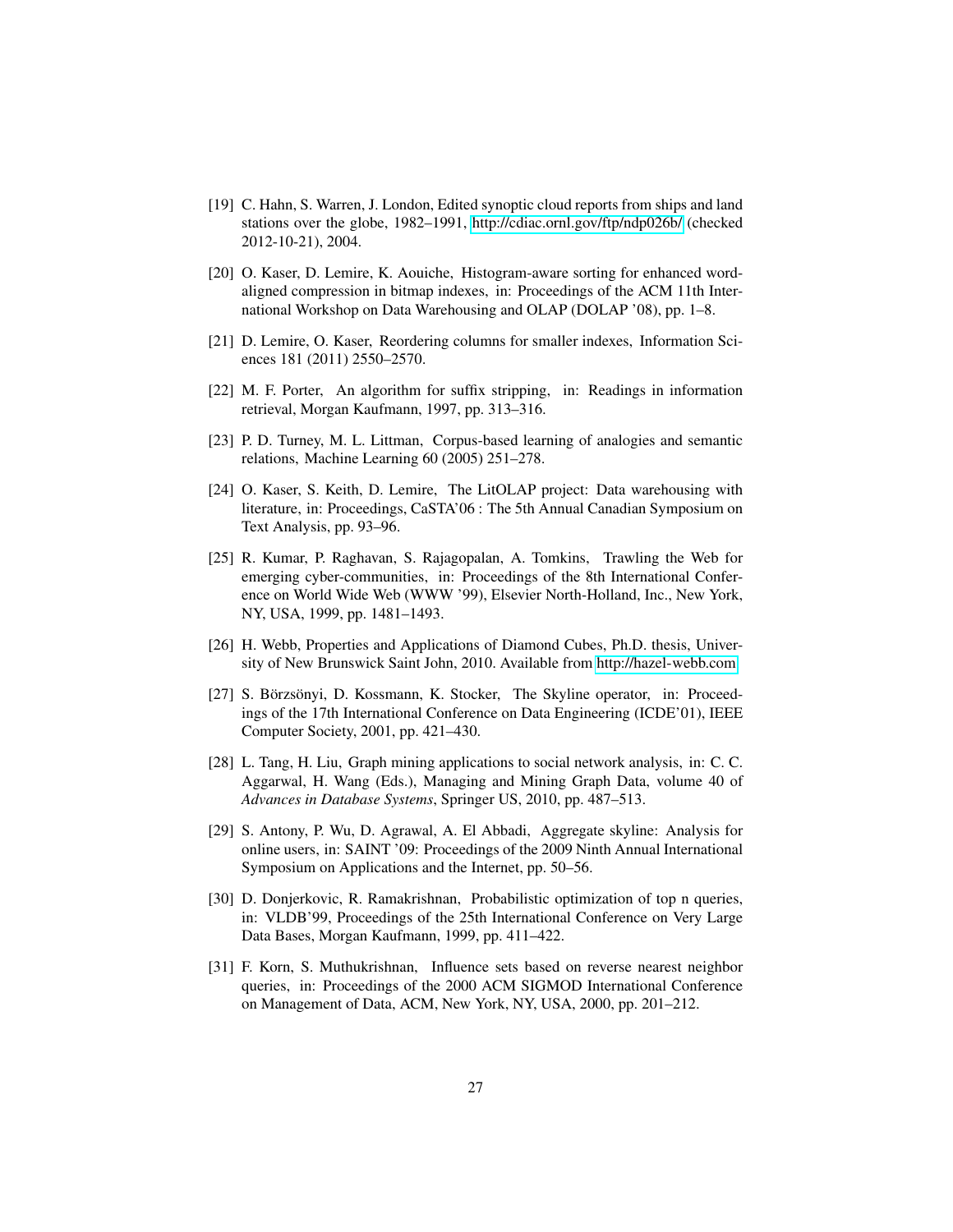[19] C. Hahn, S. Warren, J. London, Edited synoptic cloud reports from ships and land stations over the globe, 1982–1991, http://cdiac.ornl.gov/ftp/ndp026b/ (checked 2012-10-21), 2004.

[20] O. Kaser, D. Lemire, K. Aouiche, Histogram-aware sorting for enhanced word-aligned compression in bitmap indexes, in: Proceedings of the ACM 11th International Workshop on Data Warehousing and OLAP (DOLAP '08), pp. 1–8.

[21] D. Lemire, O. Kaser, Reordering columns for smaller indexes, Information Sciences 181 (2011) 2550–2570.

[22] M. F. Porter, An algorithm for suffix stripping, in: Readings in information retrieval, Morgan Kaufmann, 1997, pp. 313–316.

[23] P. D. Turney, M. L. Littman, Corpus-based learning of analogies and semantic relations, Machine Learning 60 (2005) 251–278.

[24] O. Kaser, S. Keith, D. Lemire, The LitOLAP project: Data warehousing with literature, in: Proceedings, CaSTA'06 : The 5th Annual Canadian Symposium on Text Analysis, pp. 93–96.

[25] R. Kumar, P. Raghavan, S. Rajagopalan, A. Tomkins, Trawling the Web for emerging cyber-communities, in: Proceedings of the 8th International Conference on World Wide Web (WWW '99), Elsevier North-Holland, Inc., New York, NY, USA, 1999, pp. 1481–1493.

[26] H. Webb, Properties and Applications of Diamond Cubes, Ph.D. thesis, University of New Brunswick Saint John, 2010. Available from http://hazel-webb.com.

[27] S. Börzsönyi, D. Kossmann, K. Stocker, The Skyline operator, in: Proceedings of the 17th International Conference on Data Engineering (ICDE'01), IEEE Computer Society, 2001, pp. 421–430.

[28] L. Tang, H. Liu, Graph mining applications to social network analysis, in: C. C. Aggarwal, H. Wang (Eds.), Managing and Mining Graph Data, volume 40 of *Advances in Database Systems*, Springer US, 2010, pp. 487–513.

[29] S. Antony, P. Wu, D. Agrawal, A. El Abbadi, Aggregate skyline: Analysis for online users, in: SAINT '09: Proceedings of the 2009 Ninth Annual International Symposium on Applications and the Internet, pp. 50–56.

[30] D. Donjerkovic, R. Ramakrishnan, Probabilistic optimization of top n queries, in: VLDB'99, Proceedings of the 25th International Conference on Very Large Data Bases, Morgan Kaufmann, 1999, pp. 411–422.

[31] F. Korn, S. Muthukrishnan, Influence sets based on reverse nearest neighbor queries, in: Proceedings of the 2000 ACM SIGMOD International Conference on Management of Data, ACM, New York, NY, USA, 2000, pp. 201–212.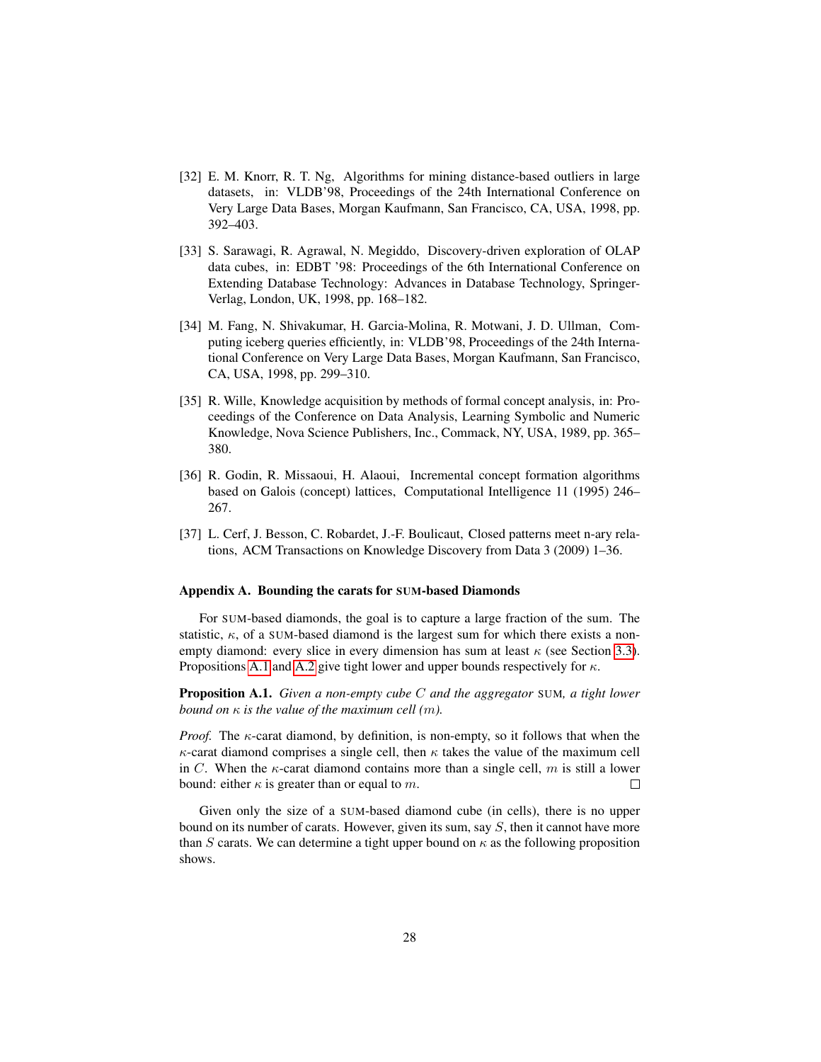[32] E. M. Knorr, R. T. Ng, Algorithms for mining distance-based outliers in large datasets, in: VLDB'98, Proceedings of the 24th International Conference on Very Large Data Bases, Morgan Kaufmann, San Francisco, CA, USA, 1998, pp. 392–403.

[33] S. Sarawagi, R. Agrawal, N. Megiddo, Discovery-driven exploration of OLAP data cubes, in: EDBT '98: Proceedings of the 6th International Conference on Extending Database Technology: Advances in Database Technology, Springer-Verlag, London, UK, 1998, pp. 168–182.

[34] M. Fang, N. Shivakumar, H. Garcia-Molina, R. Motwani, J. D. Ullman, Computing iceberg queries efficiently, in: VLDB'98, Proceedings of the 24th International Conference on Very Large Data Bases, Morgan Kaufmann, San Francisco, CA, USA, 1998, pp. 299–310.

[35] R. Wille, Knowledge acquisition by methods of formal concept analysis, in: Proceedings of the Conference on Data Analysis, Learning Symbolic and Numeric Knowledge, Nova Science Publishers, Inc., Commack, NY, USA, 1989, pp. 365–380.

[36] R. Godin, R. Missaoui, H. Alaoui, Incremental concept formation algorithms based on Galois (concept) lattices, Computational Intelligence 11 (1995) 246–267.

[37] L. Cerf, J. Besson, C. Robardet, J.-F. Boulicaut, Closed patterns meet n-ary relations, ACM Transactions on Knowledge Discovery from Data 3 (2009) 1–36.

### Appendix A. Bounding the carats for SUM-based Diamonds

For SUM-based diamonds, the goal is to capture a large fraction of the sum. The statistic, $\kappa$, of a SUM-based diamond is the largest sum for which there exists a non-empty diamond: every slice in every dimension has sum at least $\kappa$ (see Section 3.3). Propositions A.1 and A.2 give tight lower and upper bounds respectively for $\kappa$.

**Proposition A.1.** *Given a non-empty cube $C$ and the aggregator* SUM*, a tight lower bound on $\kappa$ is the value of the maximum cell ($m$).*

*Proof.* The $\kappa$-carat diamond, by definition, is non-empty, so it follows that when the $\kappa$-carat diamond comprises a single cell, then $\kappa$ takes the value of the maximum cell in $C$. When the $\kappa$-carat diamond contains more than a single cell, $m$ is still a lower bound: either $\kappa$ is greater than or equal to $m$. □

Given only the size of a SUM-based diamond cube (in cells), there is no upper bound on its number of carats. However, given its sum, say $S$, then it cannot have more than $S$ carats. We can determine a tight upper bound on $\kappa$ as the following proposition shows.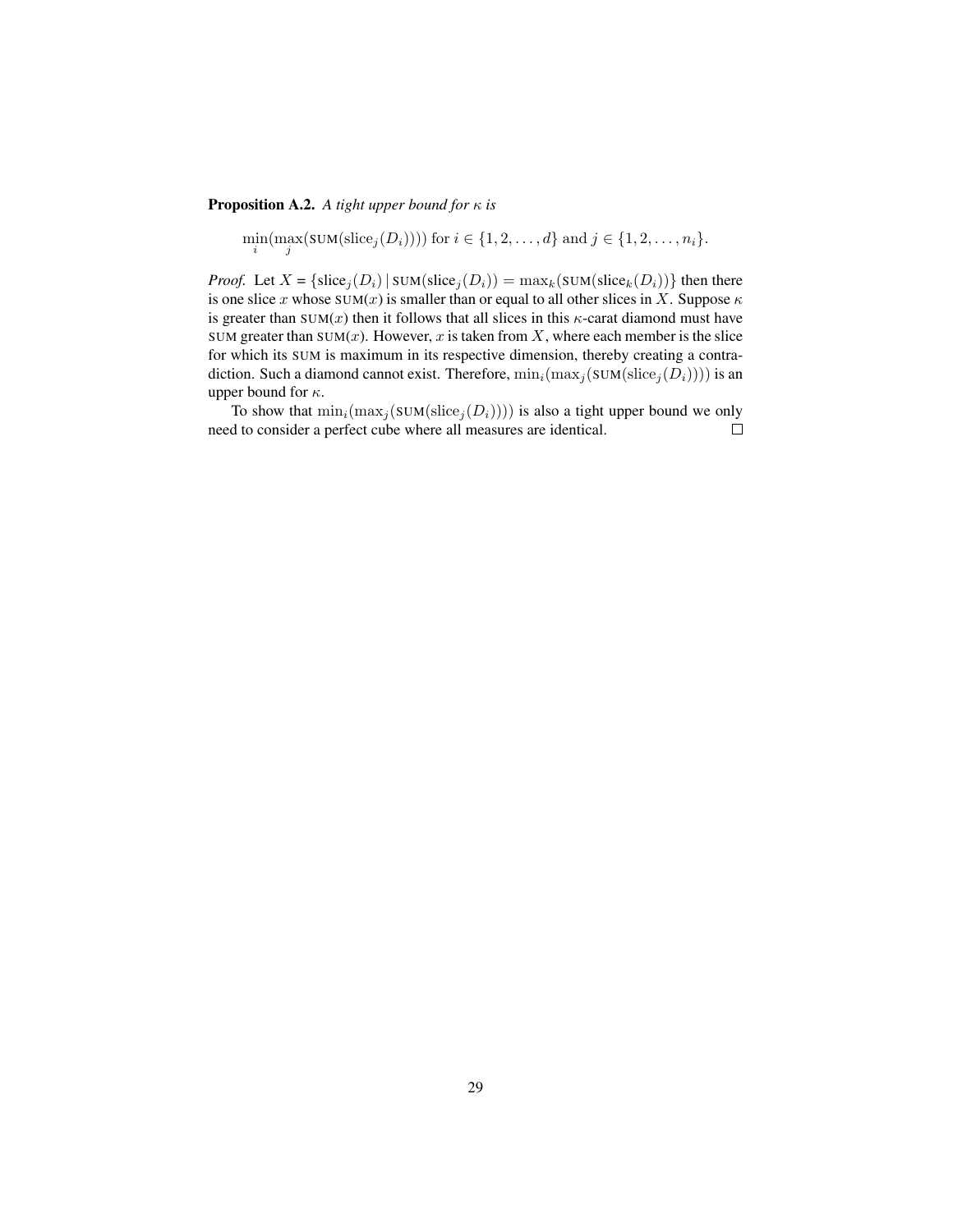**Proposition A.2.** *A tight upper bound for $\kappa$ is*

$$\min_i(\max_j(\text{SUM}(\text{slice}_j(D_i)))) \text{ for } i \in \{1, 2, \ldots, d\} \text{ and } j \in \{1, 2, \ldots, n_i\}.$$

*Proof.* Let $X = \{\text{slice}_j(D_i) \mid \text{SUM}(\text{slice}_j(D_i)) = \max_k(\text{SUM}(\text{slice}_k(D_i))\}$ then there is one slice $x$ whose SUM($x$) is smaller than or equal to all other slices in $X$. Suppose $\kappa$ is greater than SUM($x$) then it follows that all slices in this $\kappa$-carat diamond must have SUM greater than SUM($x$). However, $x$ is taken from $X$, where each member is the slice for which its SUM is maximum in its respective dimension, thereby creating a contradiction. Such a diamond cannot exist. Therefore, $\min_i(\max_j(\text{SUM}(\text{slice}_j(D_i))))$ is an upper bound for $\kappa$.

To show that $\min_i(\max_j(\text{SUM}(\text{slice}_j(D_i))))$ is also a tight upper bound we only need to consider a perfect cube where all measures are identical. □